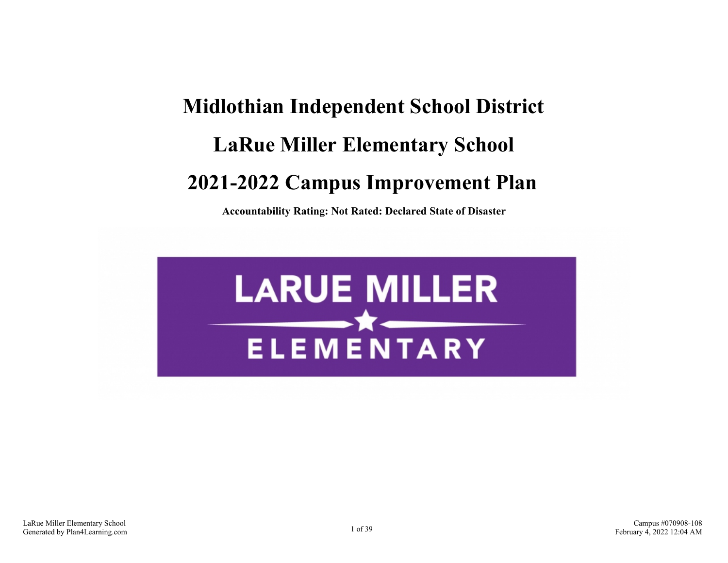# Midlothian Independent School District

# LaRue Miller Elementary School

# 2021-2022 Campus Improvement Plan

**Accountability Rating: Not Rated: Declared State of Disaster**

LARUE MILLER

ELEMENTARY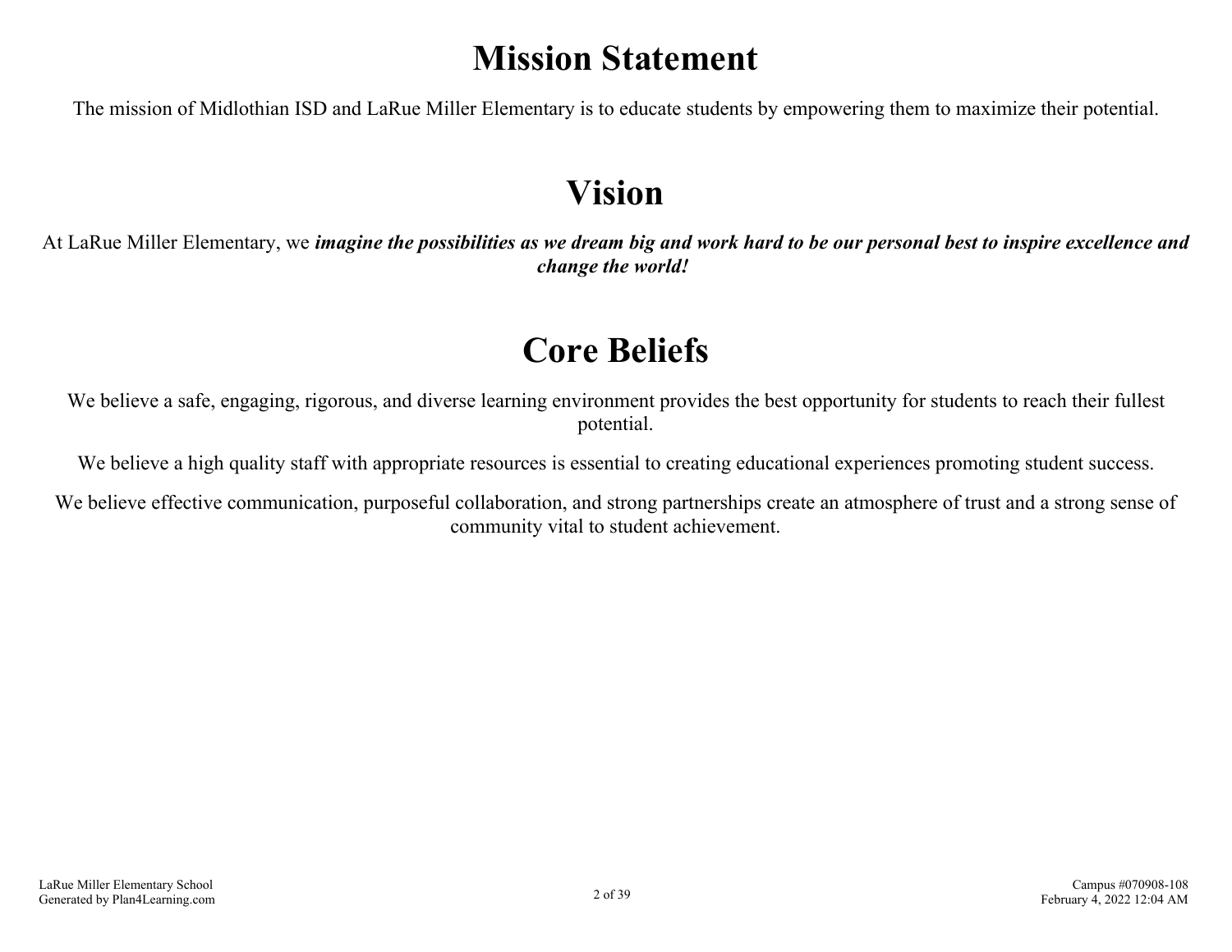# Mission Statement

The mission of Midlothian ISD and LaRue Miller Elementary is to educate students by empowering them to maximize their potential.

# Vision

At LaRue Miller Elementary, we ***imagine the possibilities as we dream big and work hard to be our personal best to inspire excellence and change the world!***

# Core Beliefs

We believe a safe, engaging, rigorous, and diverse learning environment provides the best opportunity for students to reach their fullest potential.

We believe a high quality staff with appropriate resources is essential to creating educational experiences promoting student success.

We believe effective communication, purposeful collaboration, and strong partnerships create an atmosphere of trust and a strong sense of community vital to student achievement.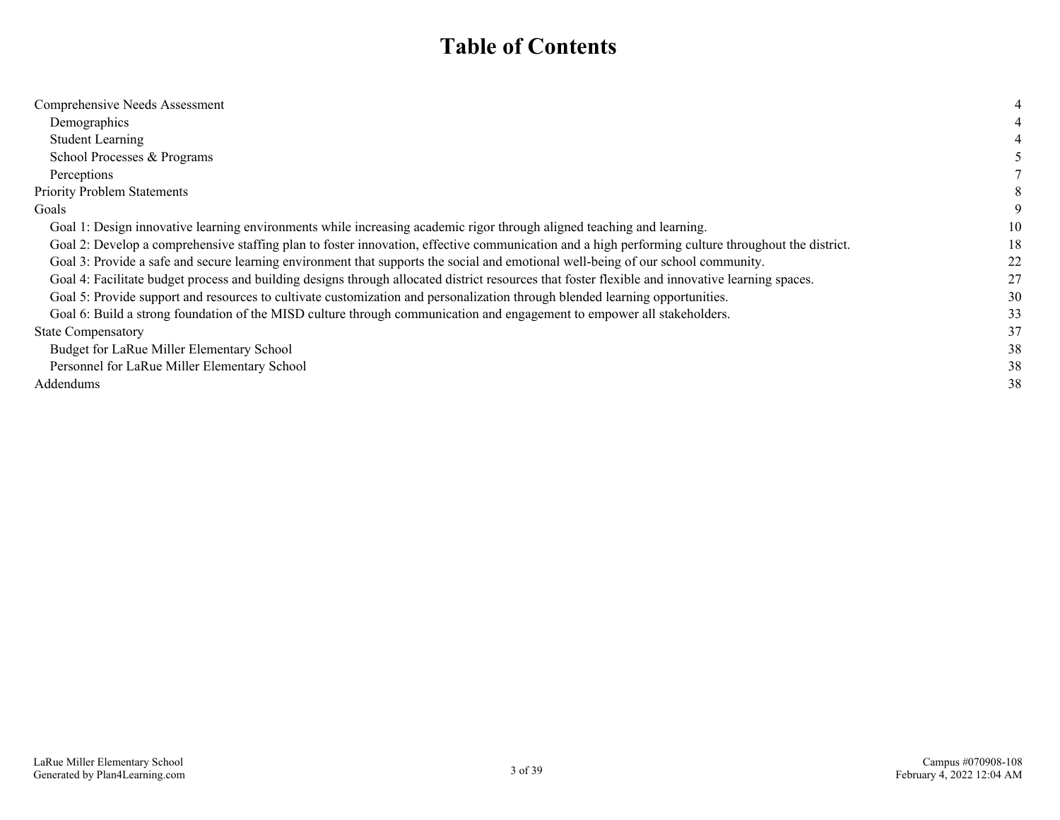# Table of Contents

| | |
|---|---|
| Comprehensive Needs Assessment | 4 |
| Demographics | 4 |
| Student Learning | 4 |
| School Processes & Programs | 5 |
| Perceptions | 7 |
| Priority Problem Statements | 8 |
| Goals | 9 |
| Goal 1: Design innovative learning environments while increasing academic rigor through aligned teaching and learning. | 10 |
| Goal 2: Develop a comprehensive staffing plan to foster innovation, effective communication and a high performing culture throughout the district. | 18 |
| Goal 3: Provide a safe and secure learning environment that supports the social and emotional well-being of our school community. | 22 |
| Goal 4: Facilitate budget process and building designs through allocated district resources that foster flexible and innovative learning spaces. | 27 |
| Goal 5: Provide support and resources to cultivate customization and personalization through blended learning opportunities. | 30 |
| Goal 6: Build a strong foundation of the MISD culture through communication and engagement to empower all stakeholders. | 33 |
| State Compensatory | 37 |
| Budget for LaRue Miller Elementary School | 38 |
| Personnel for LaRue Miller Elementary School | 38 |
| Addendums | 38 |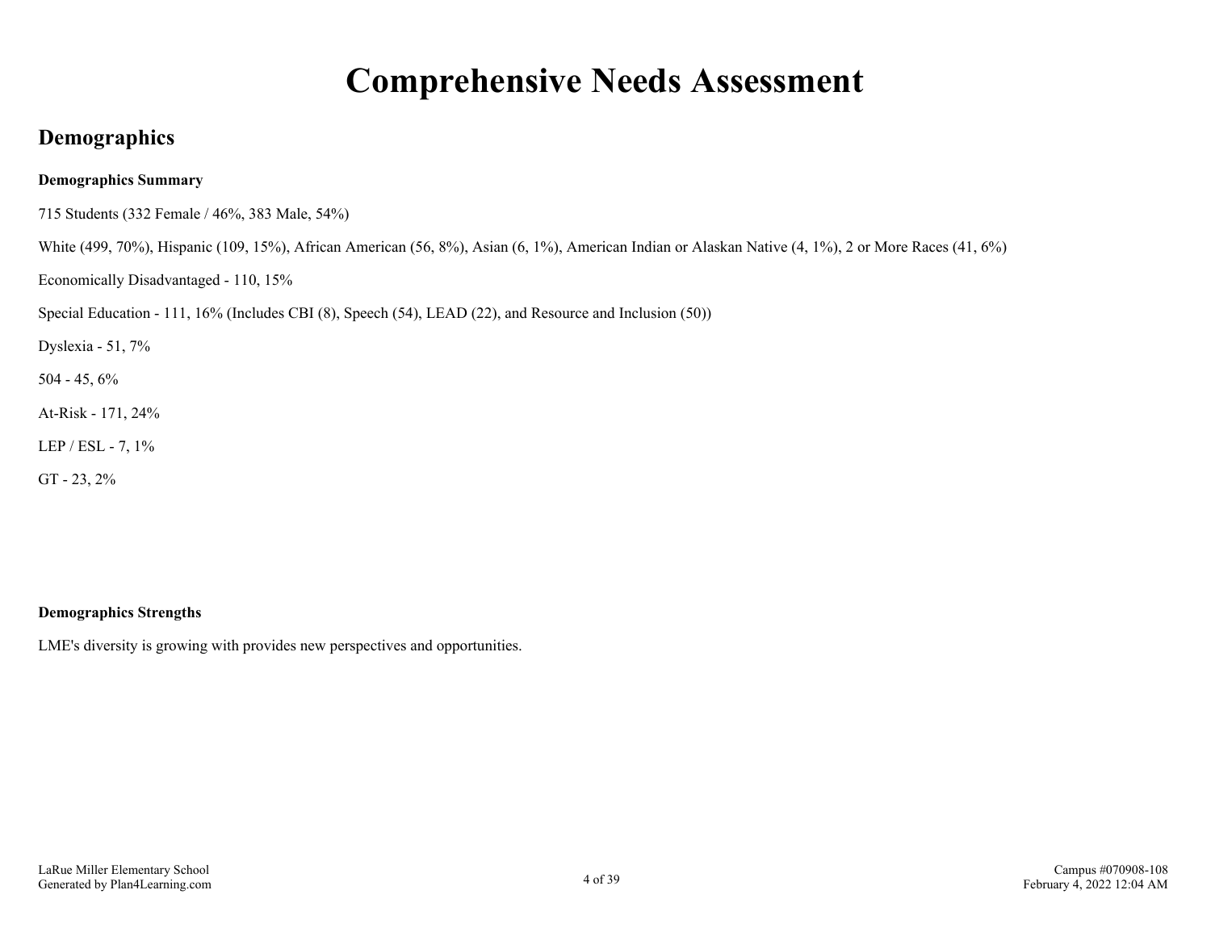# Comprehensive Needs Assessment

## Demographics

**Demographics Summary**

715 Students (332 Female / 46%, 383 Male, 54%)

White (499, 70%), Hispanic (109, 15%), African American (56, 8%), Asian (6, 1%), American Indian or Alaskan Native (4, 1%), 2 or More Races (41, 6%)

Economically Disadvantaged - 110, 15%

Special Education - 111, 16% (Includes CBI (8), Speech (54), LEAD (22), and Resource and Inclusion (50))

Dyslexia - 51, 7%

504 - 45, 6%

At-Risk - 171, 24%

LEP / ESL - 7, 1%

GT - 23, 2%

**Demographics Strengths**

LME's diversity is growing with provides new perspectives and opportunities.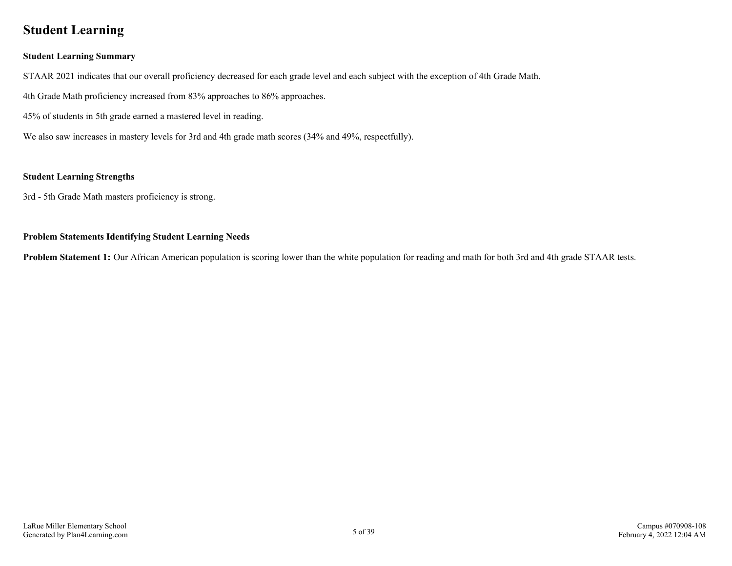# Student Learning

**Student Learning Summary**

STAAR 2021 indicates that our overall proficiency decreased for each grade level and each subject with the exception of 4th Grade Math.

4th Grade Math proficiency increased from 83% approaches to 86% approaches.

45% of students in 5th grade earned a mastered level in reading.

We also saw increases in mastery levels for 3rd and 4th grade math scores (34% and 49%, respectfully).

**Student Learning Strengths**

3rd - 5th Grade Math masters proficiency is strong.

**Problem Statements Identifying Student Learning Needs**

**Problem Statement 1:** Our African American population is scoring lower than the white population for reading and math for both 3rd and 4th grade STAAR tests.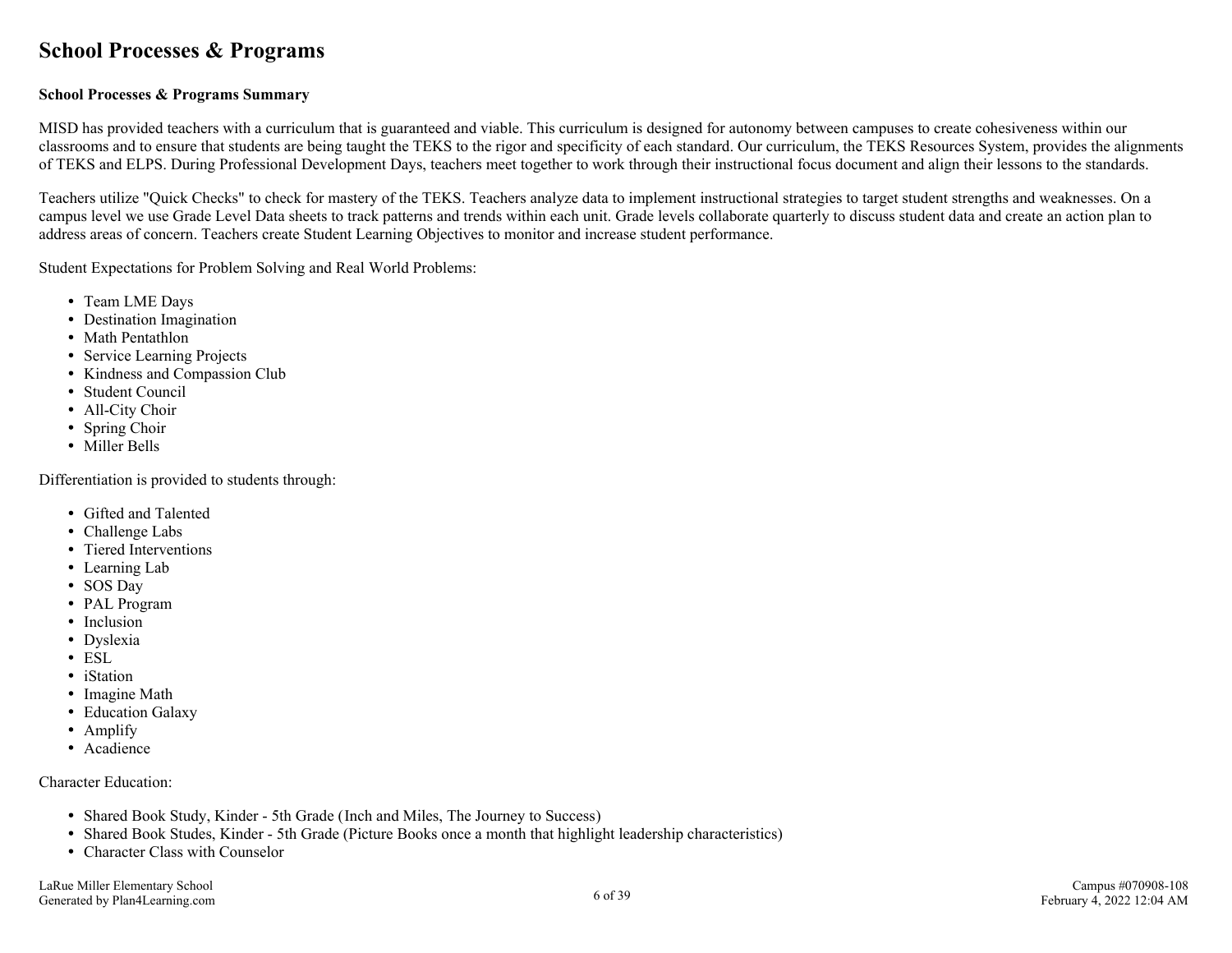# School Processes & Programs

**School Processes & Programs Summary**

MISD has provided teachers with a curriculum that is guaranteed and viable. This curriculum is designed for autonomy between campuses to create cohesiveness within our classrooms and to ensure that students are being taught the TEKS to the rigor and specificity of each standard. Our curriculum, the TEKS Resources System, provides the alignments of TEKS and ELPS. During Professional Development Days, teachers meet together to work through their instructional focus document and align their lessons to the standards.

Teachers utilize "Quick Checks" to check for mastery of the TEKS. Teachers analyze data to implement instructional strategies to target student strengths and weaknesses. On a campus level we use Grade Level Data sheets to track patterns and trends within each unit. Grade levels collaborate quarterly to discuss student data and create an action plan to address areas of concern. Teachers create Student Learning Objectives to monitor and increase student performance.

Student Expectations for Problem Solving and Real World Problems:

- Team LME Days
- Destination Imagination
- Math Pentathlon
- Service Learning Projects
- Kindness and Compassion Club
- Student Council
- All-City Choir
- Spring Choir
- Miller Bells

Differentiation is provided to students through:

- Gifted and Talented
- Challenge Labs
- Tiered Interventions
- Learning Lab
- SOS Day
- PAL Program
- Inclusion
- Dyslexia
- ESL
- iStation
- Imagine Math
- Education Galaxy
- Amplify
- Acadience

Character Education:

- Shared Book Study, Kinder - 5th Grade (Inch and Miles, The Journey to Success)
- Shared Book Studes, Kinder - 5th Grade (Picture Books once a month that highlight leadership characteristics)
- Character Class with Counselor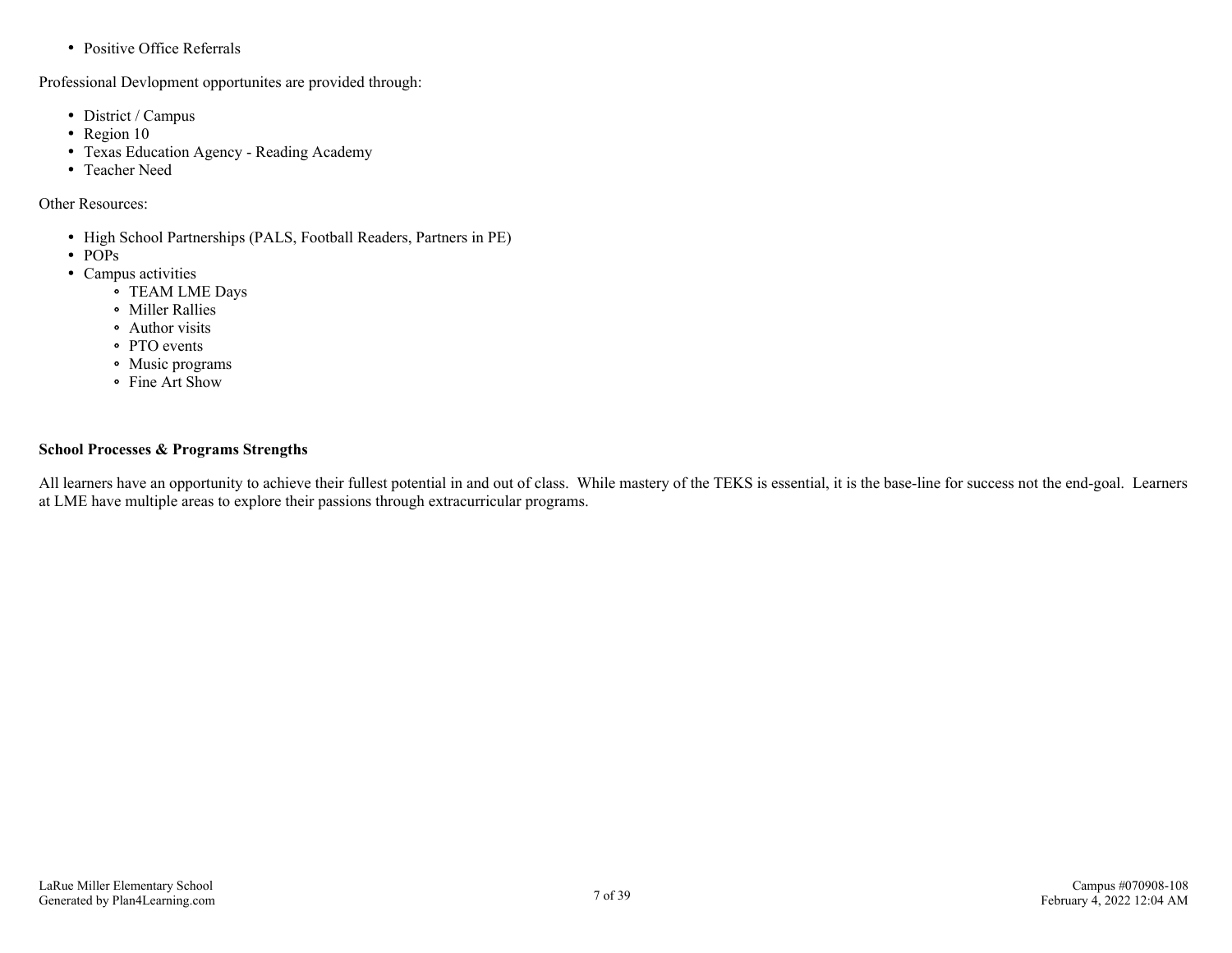- Positive Office Referrals

Professional Devlopment opportunites are provided through:

- District / Campus
- Region 10
- Texas Education Agency - Reading Academy
- Teacher Need

Other Resources:

- High School Partnerships (PALS, Football Readers, Partners in PE)
- POPs
- Campus activities
  - TEAM LME Days
  - Miller Rallies
  - Author visits
  - PTO events
  - Music programs
  - Fine Art Show

**School Processes & Programs Strengths**

All learners have an opportunity to achieve their fullest potential in and out of class. While mastery of the TEKS is essential, it is the base-line for success not the end-goal. Learners at LME have multiple areas to explore their passions through extracurricular programs.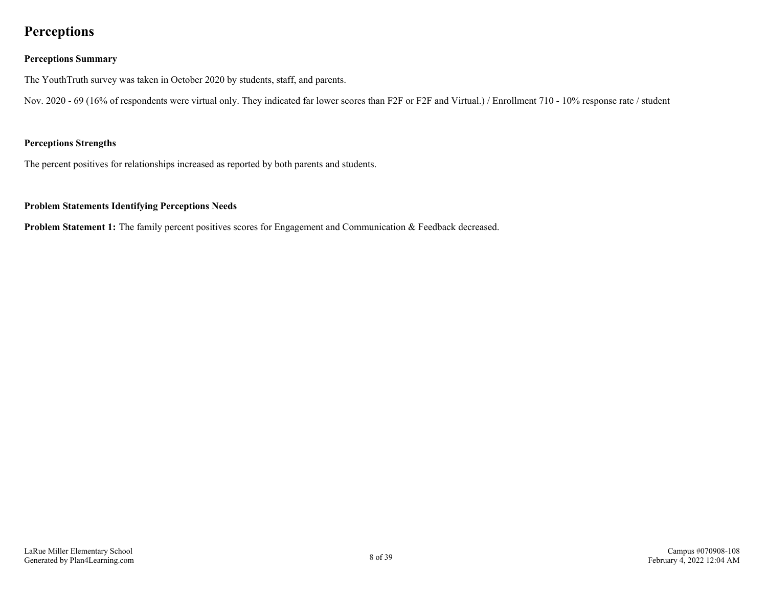# Perceptions

## Perceptions Summary

The YouthTruth survey was taken in October 2020 by students, staff, and parents.

Nov. 2020 - 69 (16% of respondents were virtual only. They indicated far lower scores than F2F or F2F and Virtual.) / Enrollment 710 - 10% response rate / student

## Perceptions Strengths

The percent positives for relationships increased as reported by both parents and students.

## Problem Statements Identifying Perceptions Needs

**Problem Statement 1:** The family percent positives scores for Engagement and Communication & Feedback decreased.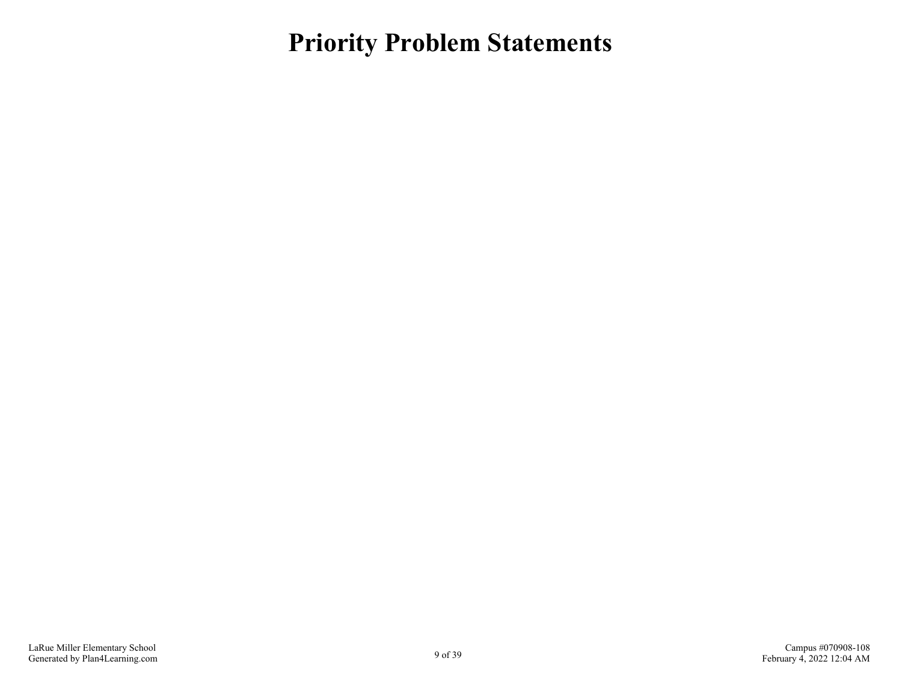# Priority Problem Statements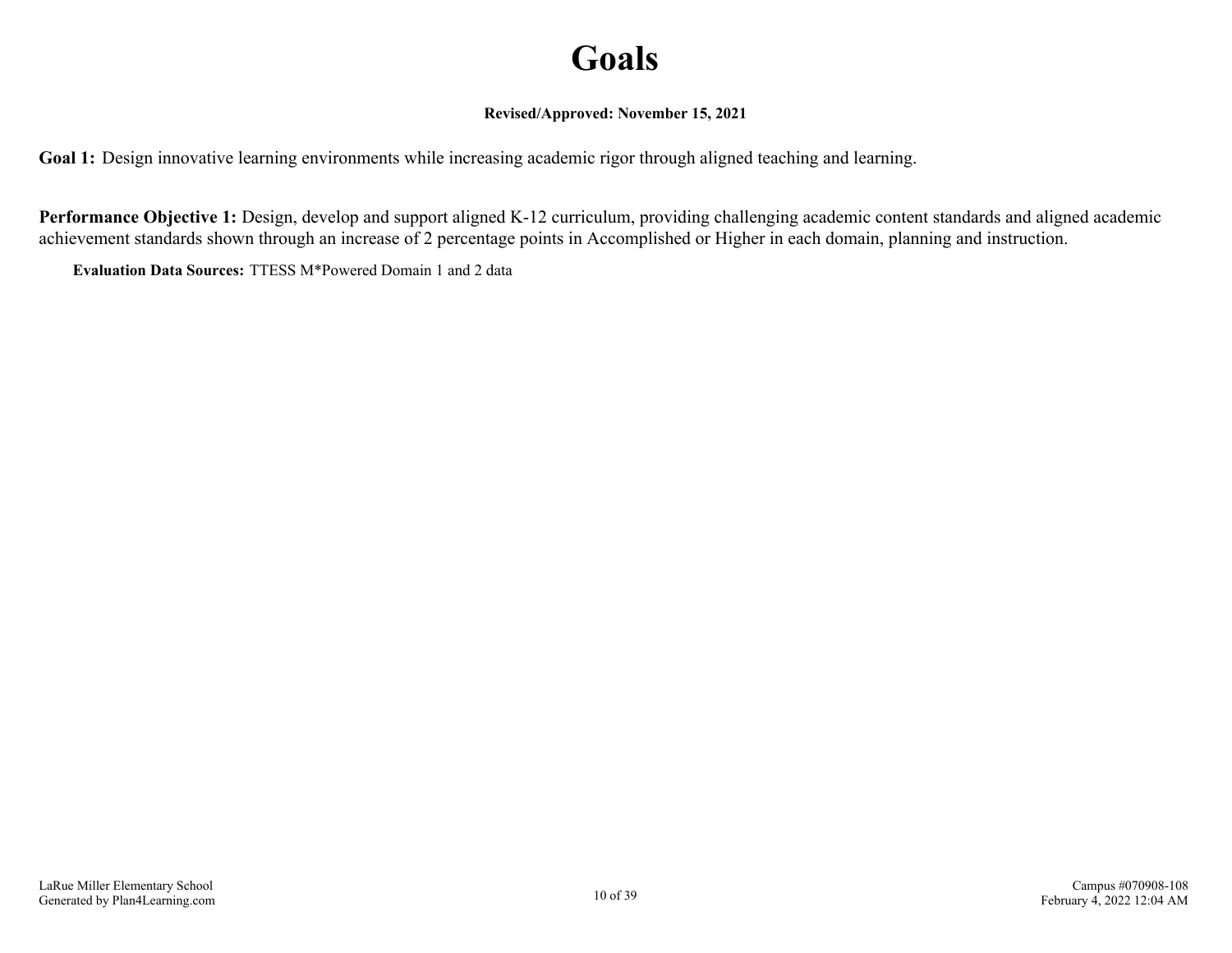# Goals

**Revised/Approved: November 15, 2021**

**Goal 1:** Design innovative learning environments while increasing academic rigor through aligned teaching and learning.

**Performance Objective 1:** Design, develop and support aligned K-12 curriculum, providing challenging academic content standards and aligned academic achievement standards shown through an increase of 2 percentage points in Accomplished or Higher in each domain, planning and instruction.

**Evaluation Data Sources:** TTESS M*Powered Domain 1 and 2 data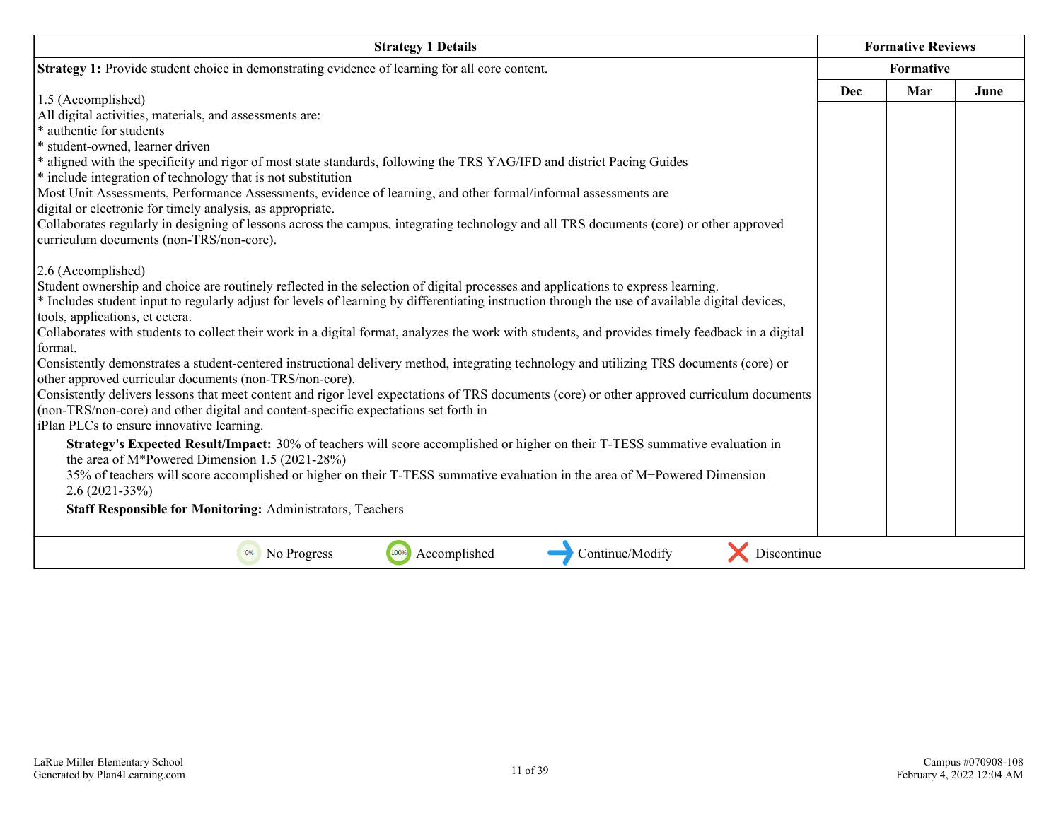| Strategy 1 Details | Formative Reviews | | |
|---|---|---|---|
| **Strategy 1:** Provide student choice in demonstrating evidence of learning for all core content. | Formative | | |
| | Dec | Mar | June |
| 1.5 (Accomplished)<br>All digital activities, materials, and assessments are:<br>* authentic for students<br>* student-owned, learner driven<br>* aligned with the specificity and rigor of most state standards, following the TRS YAG/IFD and district Pacing Guides<br>* include integration of technology that is not substitution<br>Most Unit Assessments, Performance Assessments, evidence of learning, and other formal/informal assessments are digital or electronic for timely analysis, as appropriate.<br>Collaborates regularly in designing of lessons across the campus, integrating technology and all TRS documents (core) or other approved curriculum documents (non-TRS/non-core).<br><br>2.6 (Accomplished)<br>Student ownership and choice are routinely reflected in the selection of digital processes and applications to express learning.<br>* Includes student input to regularly adjust for levels of learning by differentiating instruction through the use of available digital devices, tools, applications, et cetera.<br>Collaborates with students to collect their work in a digital format, analyzes the work with students, and provides timely feedback in a digital format.<br>Consistently demonstrates a student-centered instructional delivery method, integrating technology and utilizing TRS documents (core) or other approved curricular documents (non-TRS/non-core).<br>Consistently delivers lessons that meet content and rigor level expectations of TRS documents (core) or other approved curriculum documents (non-TRS/non-core) and other digital and content-specific expectations set forth in iPlan PLCs to ensure innovative learning.<br>**Strategy's Expected Result/Impact:** 30% of teachers will score accomplished or higher on their T-TESS summative evaluation in the area of M*Powered Dimension 1.5 (2021-28%)<br>35% of teachers will score accomplished or higher on their T-TESS summative evaluation in the area of M+Powered Dimension 2.6 (2021-33%)<br>**Staff Responsible for Monitoring:** Administrators, Teachers | | | |

0% No Progress | 100% Accomplished | Continue/Modify | Discontinue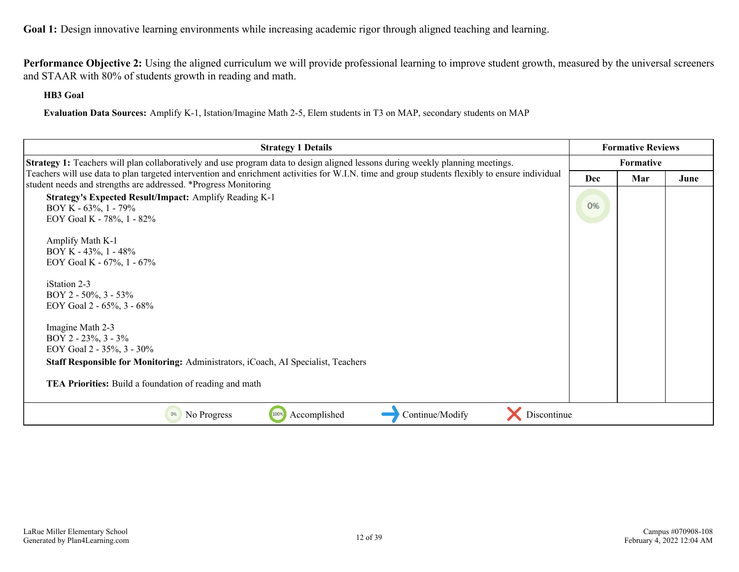**Goal 1:** Design innovative learning environments while increasing academic rigor through aligned teaching and learning.

**Performance Objective 2:** Using the aligned curriculum we will provide professional learning to improve student growth, measured by the universal screeners and STAAR with 80% of students growth in reading and math.

**HB3 Goal**

**Evaluation Data Sources:** Amplify K-1, Istation/Imagine Math 2-5, Elem students in T3 on MAP, secondary students on MAP

| Strategy 1 Details | Formative Reviews | | |
|---|---|---|---|
| | Formative | | |
| | Dec | Mar | June |
| **Strategy 1:** Teachers will plan collaboratively and use program data to design aligned lessons during weekly planning meetings. Teachers will use data to plan targeted intervention and enrichment activities for W.I.N. time and group students flexibly to ensure individual student needs and strengths are addressed. *Progress Monitoring<br><br>**Strategy's Expected Result/Impact:** Amplify Reading K-1<br>BOY K - 63%, 1 - 79%<br>EOY Goal K - 78%, 1 - 82%<br><br>Amplify Math K-1<br>BOY K - 43%, 1 - 48%<br>EOY Goal K - 67%, 1 - 67%<br><br>iStation 2-3<br>BOY 2 - 50%, 3 - 53%<br>EOY Goal 2 - 65%, 3 - 68%<br><br>Imagine Math 2-3<br>BOY 2 - 23%, 3 - 3%<br>EOY Goal 2 - 35%, 3 - 30%<br><br>**Staff Responsible for Monitoring:** Administrators, iCoach, AI Specialist, Teachers<br><br>**TEA Priorities:** Build a foundation of reading and math | 0% | | |

0% No Progress | 100% Accomplished | Continue/Modify | Discontinue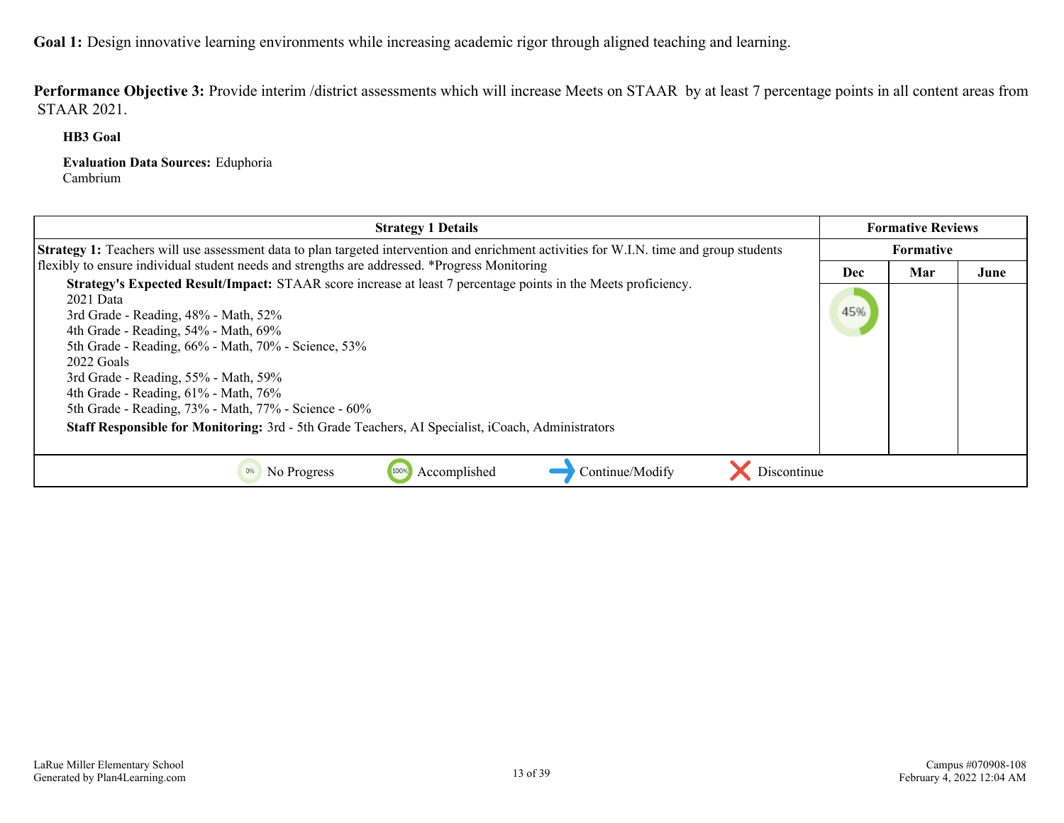**Goal 1:** Design innovative learning environments while increasing academic rigor through aligned teaching and learning.

**Performance Objective 3:** Provide interim /district assessments which will increase Meets on STAAR by at least 7 percentage points in all content areas from STAAR 2021.

**HB3 Goal**

**Evaluation Data Sources:** Eduphoria
Cambrium

| Strategy 1 Details | Formative Reviews | | |
|---|---|---|---|
| | Formative | | |
| | Dec | Mar | June |
| **Strategy 1:** Teachers will use assessment data to plan targeted intervention and enrichment activities for W.I.N. time and group students flexibly to ensure individual student needs and strengths are addressed. *Progress Monitoring<br>**Strategy's Expected Result/Impact:** STAAR score increase at least 7 percentage points in the Meets proficiency.<br>2021 Data<br>3rd Grade - Reading, 48% - Math, 52%<br>4th Grade - Reading, 54% - Math, 69%<br>5th Grade - Reading, 66% - Math, 70% - Science, 53%<br>2022 Goals<br>3rd Grade - Reading, 55% - Math, 59%<br>4th Grade - Reading, 61% - Math, 76%<br>5th Grade - Reading, 73% - Math, 77% - Science - 60%<br>**Staff Responsible for Monitoring:** 3rd - 5th Grade Teachers, AI Specialist, iCoach, Administrators | 45% | | |

0% No Progress | 100% Accomplished | Continue/Modify | Discontinue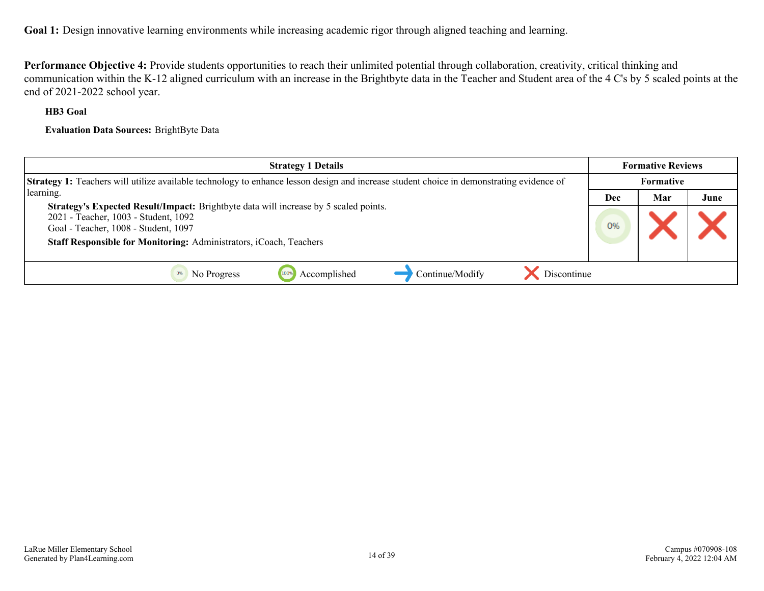**Goal 1:** Design innovative learning environments while increasing academic rigor through aligned teaching and learning.

**Performance Objective 4:** Provide students opportunities to reach their unlimited potential through collaboration, creativity, critical thinking and communication within the K-12 aligned curriculum with an increase in the Brightbyte data in the Teacher and Student area of the 4 C's by 5 scaled points at the end of 2021-2022 school year.

**HB3 Goal**

**Evaluation Data Sources:** BrightByte Data

| Strategy 1 Details | Formative Reviews | | |
|---|---|---|---|
| | Formative | | |
| | Dec | Mar | June |
| **Strategy 1:** Teachers will utilize available technology to enhance lesson design and increase student choice in demonstrating evidence of learning.<br>**Strategy's Expected Result/Impact:** Brightbyte data will increase by 5 scaled points.<br>2021 - Teacher, 1003 - Student, 1092<br>Goal - Teacher, 1008 - Student, 1097<br>**Staff Responsible for Monitoring:** Administrators, iCoach, Teachers | 0% | X | X |

0% No Progress | 100% Accomplished | → Continue/Modify | X Discontinue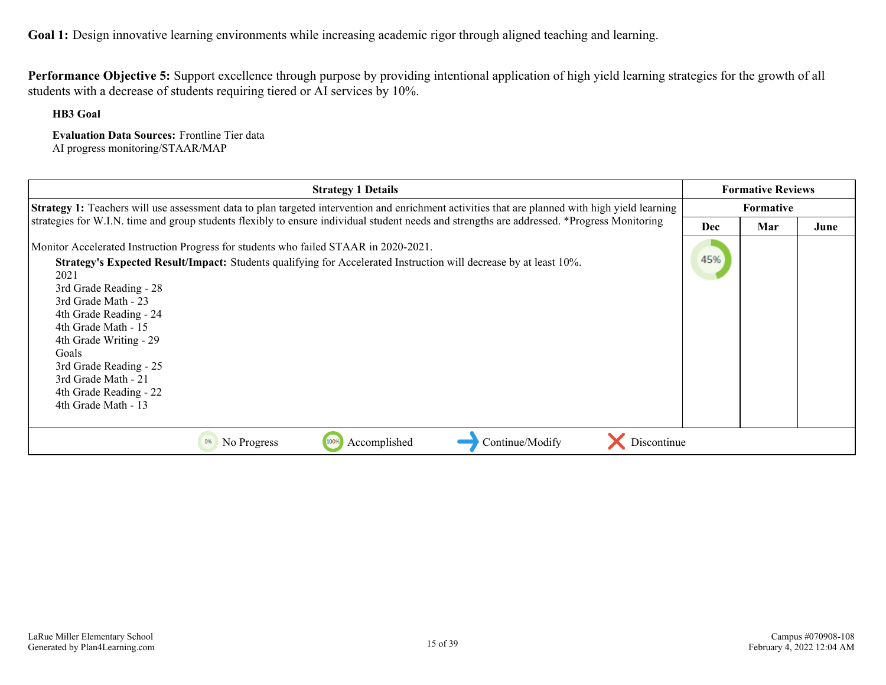**Goal 1:** Design innovative learning environments while increasing academic rigor through aligned teaching and learning.

**Performance Objective 5:** Support excellence through purpose by providing intentional application of high yield learning strategies for the growth of all students with a decrease of students requiring tiered or AI services by 10%.

**HB3 Goal**

**Evaluation Data Sources:** Frontline Tier data
AI progress monitoring/STAAR/MAP

| Strategy 1 Details | Formative Reviews | | |
|---|---|---|---|
| | Formative | | |
| | Dec | Mar | June |
| **Strategy 1:** Teachers will use assessment data to plan targeted intervention and enrichment activities that are planned with high yield learning strategies for W.I.N. time and group students flexibly to ensure individual student needs and strengths are addressed. *Progress Monitoring<br><br>Monitor Accelerated Instruction Progress for students who failed STAAR in 2020-2021.<br>**Strategy's Expected Result/Impact:** Students qualifying for Accelerated Instruction will decrease by at least 10%.<br>2021<br>3rd Grade Reading - 28<br>3rd Grade Math - 23<br>4th Grade Reading - 24<br>4th Grade Math - 15<br>4th Grade Writing - 29<br>Goals<br>3rd Grade Reading - 25<br>3rd Grade Math - 21<br>4th Grade Reading - 22<br>4th Grade Math - 13 | 45% | | |

0% No Progress | 100% Accomplished | Continue/Modify | Discontinue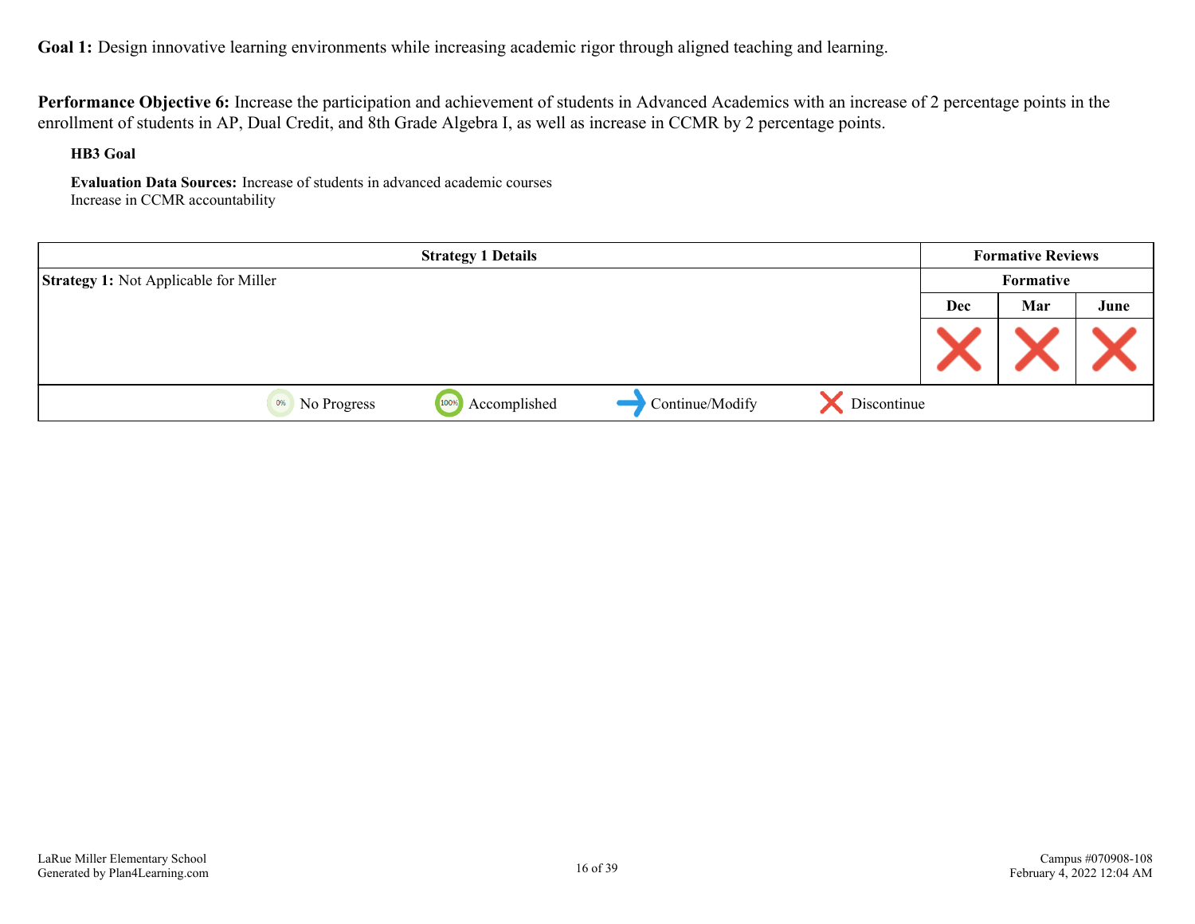**Goal 1:** Design innovative learning environments while increasing academic rigor through aligned teaching and learning.

**Performance Objective 6:** Increase the participation and achievement of students in Advanced Academics with an increase of 2 percentage points in the enrollment of students in AP, Dual Credit, and 8th Grade Algebra I, as well as increase in CCMR by 2 percentage points.

**HB3 Goal**

**Evaluation Data Sources:** Increase of students in advanced academic courses
Increase in CCMR accountability

| Strategy 1 Details | Formative Reviews | | |
|---|---|---|---|
| **Strategy 1:** Not Applicable for Miller | Formative | | |
| | Dec | Mar | June |
| | Discontinue | Discontinue | Discontinue |

No Progress | Accomplished | Continue/Modify | Discontinue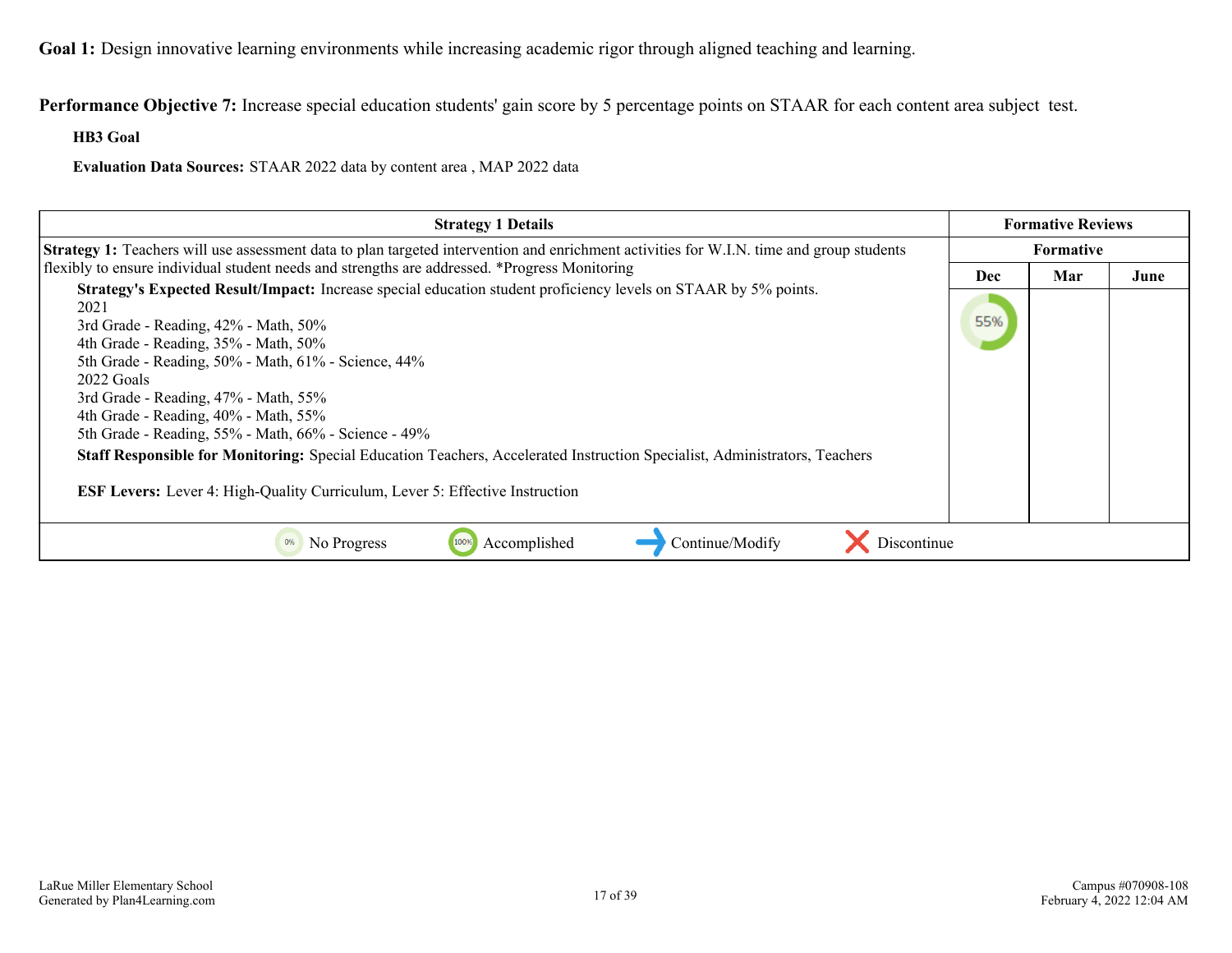**Goal 1:** Design innovative learning environments while increasing academic rigor through aligned teaching and learning.

**Performance Objective 7:** Increase special education students' gain score by 5 percentage points on STAAR for each content area subject test.

**HB3 Goal**

**Evaluation Data Sources:** STAAR 2022 data by content area , MAP 2022 data

| Strategy 1 Details | Formative Reviews | | |
|---|---|---|---|
| | Formative | | |
| | Dec | Mar | June |
| **Strategy 1:** Teachers will use assessment data to plan targeted intervention and enrichment activities for W.I.N. time and group students flexibly to ensure individual student needs and strengths are addressed. *Progress Monitoring<br>**Strategy's Expected Result/Impact:** Increase special education student proficiency levels on STAAR by 5% points.<br>2021<br>3rd Grade - Reading, 42% - Math, 50%<br>4th Grade - Reading, 35% - Math, 50%<br>5th Grade - Reading, 50% - Math, 61% - Science, 44%<br>2022 Goals<br>3rd Grade - Reading, 47% - Math, 55%<br>4th Grade - Reading, 40% - Math, 55%<br>5th Grade - Reading, 55% - Math, 66% - Science - 49%<br>**Staff Responsible for Monitoring:** Special Education Teachers, Accelerated Instruction Specialist, Administrators, Teachers<br>**ESF Levers:** Lever 4: High-Quality Curriculum, Lever 5: Effective Instruction | 55% | | |

0% No Progress | 100% Accomplished | Continue/Modify | Discontinue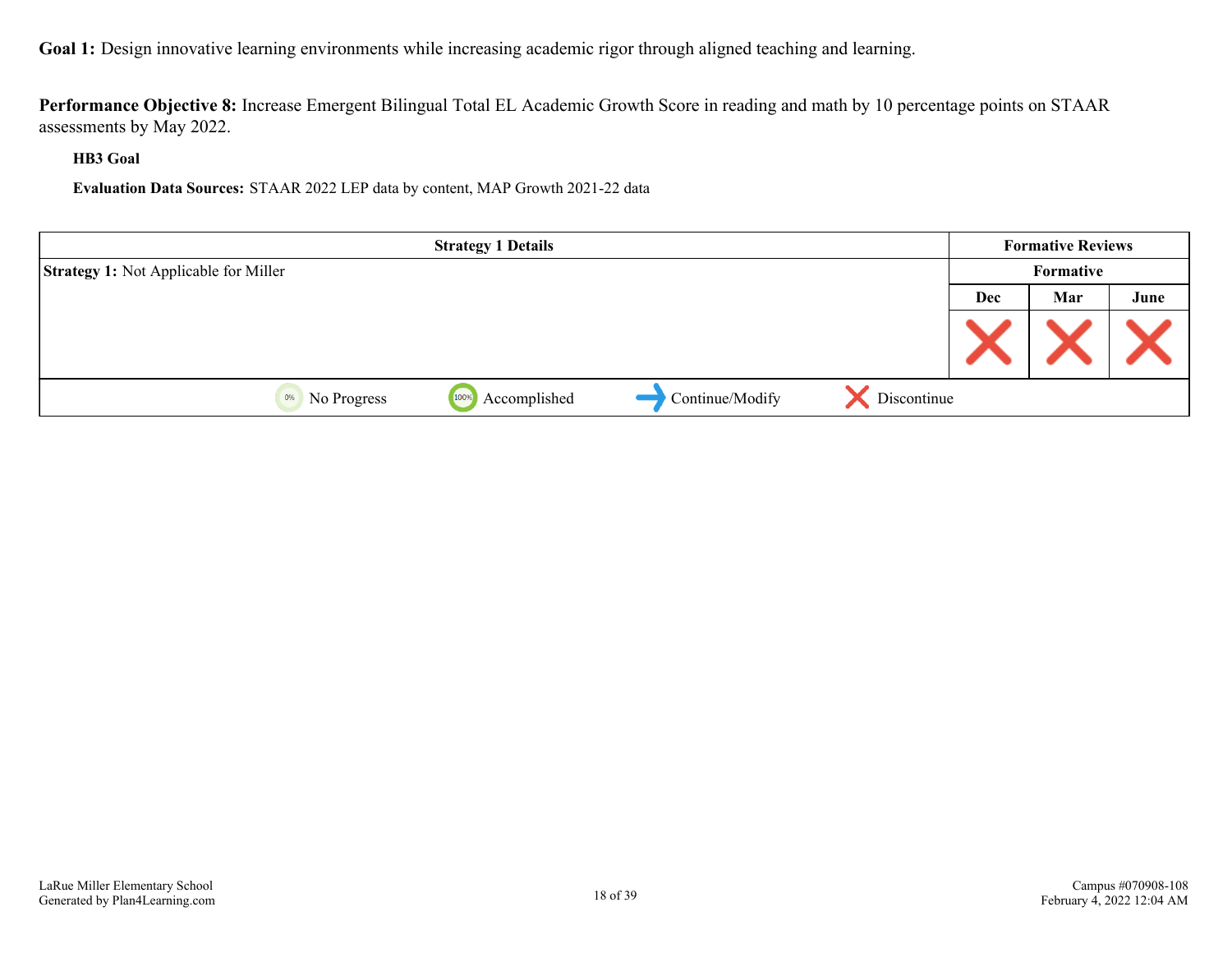**Goal 1:** Design innovative learning environments while increasing academic rigor through aligned teaching and learning.

**Performance Objective 8:** Increase Emergent Bilingual Total EL Academic Growth Score in reading and math by 10 percentage points on STAAR assessments by May 2022.

**HB3 Goal**

**Evaluation Data Sources:** STAAR 2022 LEP data by content, MAP Growth 2021-22 data

| Strategy 1 Details | Formative Reviews | | |
|---|---|---|---|
| | Formative | | |
| **Strategy 1:** Not Applicable for Miller | Dec | Mar | June |
| | X | X | X |

0% No Progress | 100% Accomplished | → Continue/Modify | X Discontinue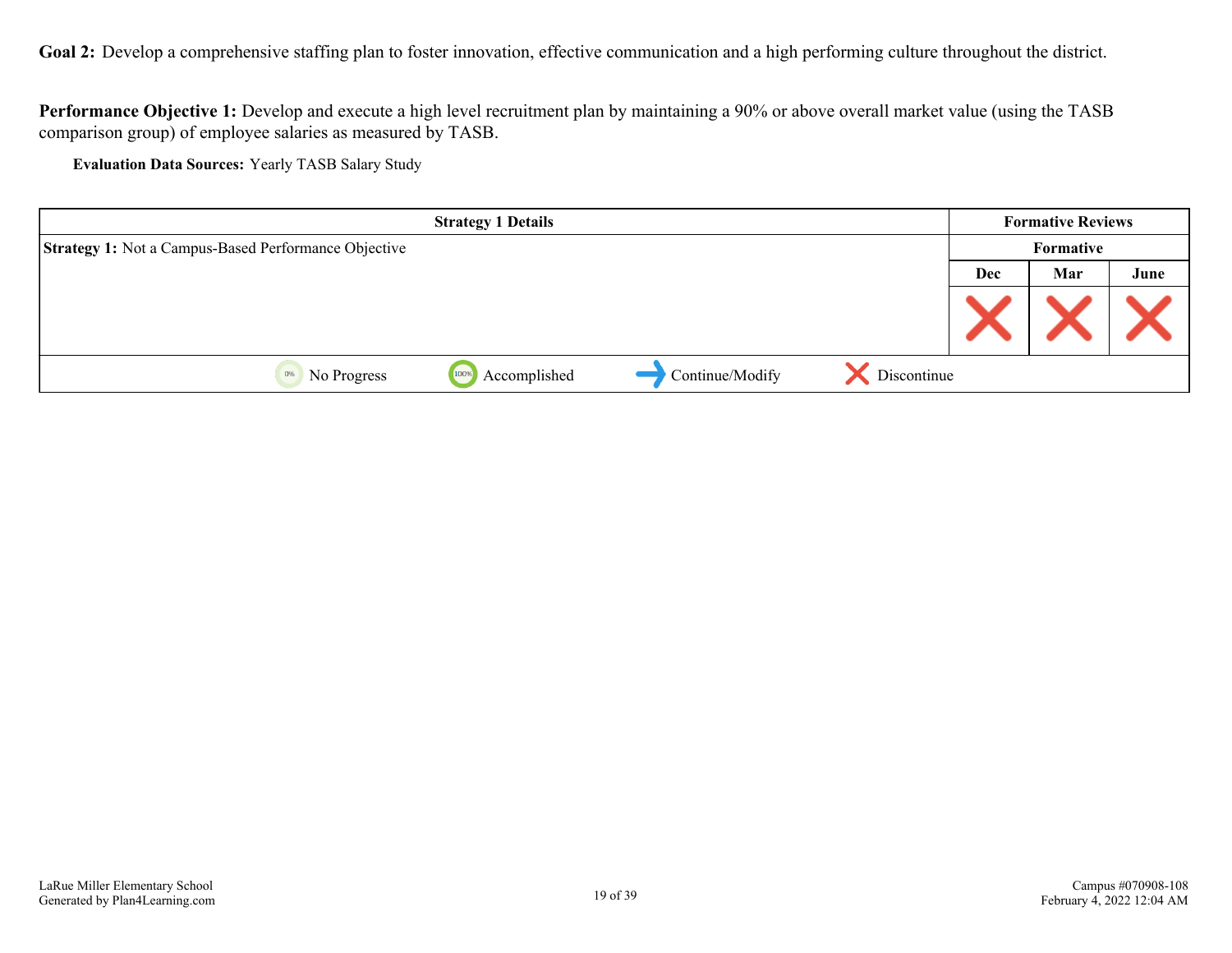**Goal 2:** Develop a comprehensive staffing plan to foster innovation, effective communication and a high performing culture throughout the district.

**Performance Objective 1:** Develop and execute a high level recruitment plan by maintaining a 90% or above overall market value (using the TASB comparison group) of employee salaries as measured by TASB.

**Evaluation Data Sources:** Yearly TASB Salary Study

| Strategy 1 Details | Formative Reviews | | |
|---|---|---|---|
| | Formative | | |
| **Strategy 1:** Not a Campus-Based Performance Objective | Dec | Mar | June |
| | X | X | X |

No Progress | Accomplished | Continue/Modify | X Discontinue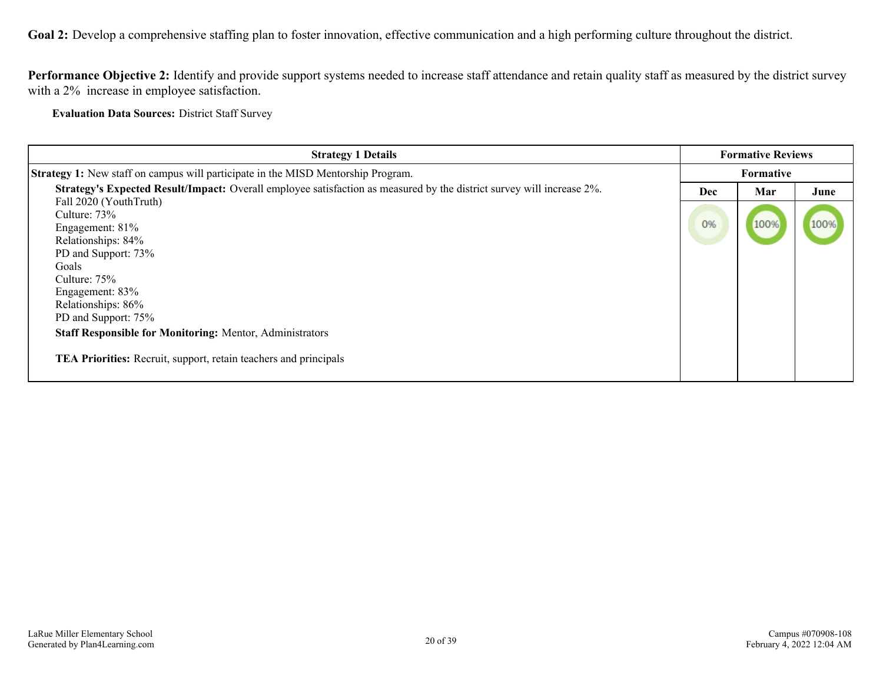**Goal 2:** Develop a comprehensive staffing plan to foster innovation, effective communication and a high performing culture throughout the district.

**Performance Objective 2:** Identify and provide support systems needed to increase staff attendance and retain quality staff as measured by the district survey with a 2% increase in employee satisfaction.

**Evaluation Data Sources:** District Staff Survey

| Strategy 1 Details | Formative Reviews | | |
|---|---|---|---|
| **Strategy 1:** New staff on campus will participate in the MISD Mentorship Program. | Formative | | |
| **Strategy's Expected Result/Impact:** Overall employee satisfaction as measured by the district survey will increase 2%.<br>Fall 2020 (YouthTruth)<br>Culture: 73%<br>Engagement: 81%<br>Relationships: 84%<br>PD and Support: 73%<br>Goals<br>Culture: 75%<br>Engagement: 83%<br>Relationships: 86%<br>PD and Support: 75%<br>**Staff Responsible for Monitoring:** Mentor, Administrators<br><br>**TEA Priorities:** Recruit, support, retain teachers and principals | Dec | Mar | June |
| | 0% | 100% | 100% |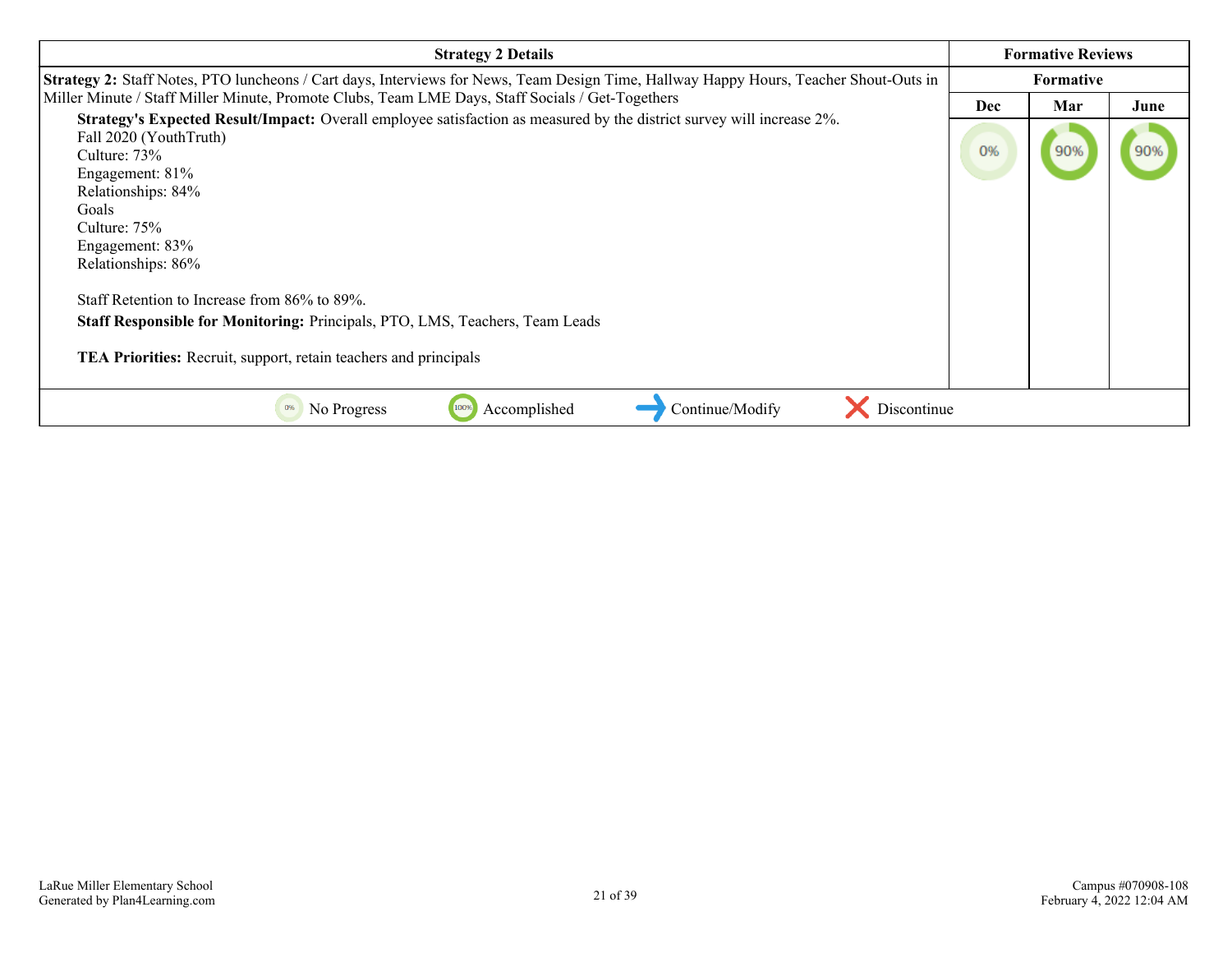| Strategy 2 Details | Formative Reviews | | |
|---|---|---|---|
| | Formative | | |
| | Dec | Mar | June |
| **Strategy 2:** Staff Notes, PTO luncheons / Cart days, Interviews for News, Team Design Time, Hallway Happy Hours, Teacher Shout-Outs in Miller Minute / Staff Miller Minute, Promote Clubs, Team LME Days, Staff Socials / Get-Togethers<br>**Strategy's Expected Result/Impact:** Overall employee satisfaction as measured by the district survey will increase 2%.<br>Fall 2020 (YouthTruth)<br>Culture: 73%<br>Engagement: 81%<br>Relationships: 84%<br>Goals<br>Culture: 75%<br>Engagement: 83%<br>Relationships: 86%<br><br>Staff Retention to Increase from 86% to 89%.<br>**Staff Responsible for Monitoring:** Principals, PTO, LMS, Teachers, Team Leads<br><br>**TEA Priorities:** Recruit, support, retain teachers and principals | 0% | 90% | 90% |

0% No Progress | 100% Accomplished | Continue/Modify | Discontinue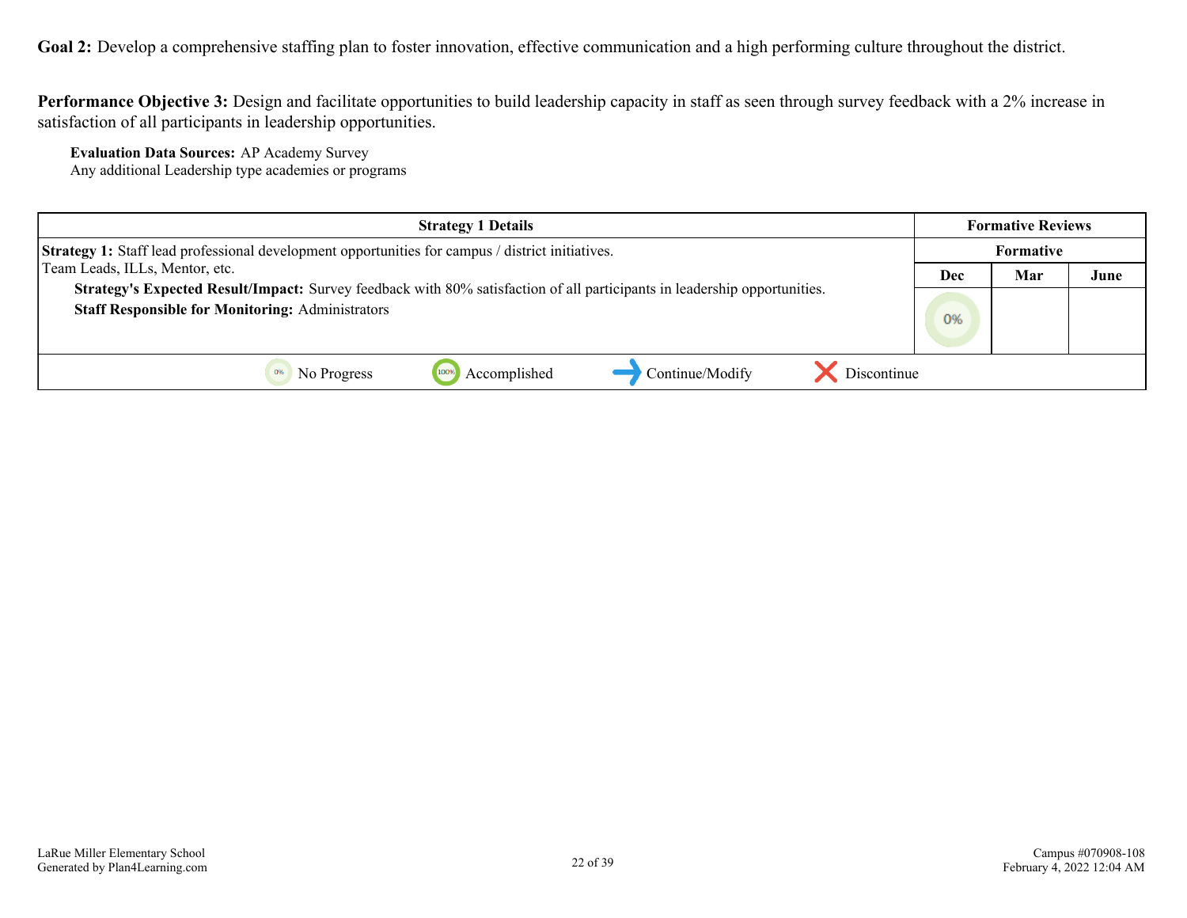**Goal 2:** Develop a comprehensive staffing plan to foster innovation, effective communication and a high performing culture throughout the district.

**Performance Objective 3:** Design and facilitate opportunities to build leadership capacity in staff as seen through survey feedback with a 2% increase in satisfaction of all participants in leadership opportunities.

**Evaluation Data Sources:** AP Academy Survey
Any additional Leadership type academies or programs

| Strategy 1 Details | Formative Reviews | | |
|---|---|---|---|
| | Formative | | |
| **Strategy 1:** Staff lead professional development opportunities for campus / district initiatives. Team Leads, ILLs, Mentor, etc.<br>**Strategy's Expected Result/Impact:** Survey feedback with 80% satisfaction of all participants in leadership opportunities.<br>**Staff Responsible for Monitoring:** Administrators | Dec | Mar | June |
| | 0% | | |

0% No Progress | 100% Accomplished | → Continue/Modify | X Discontinue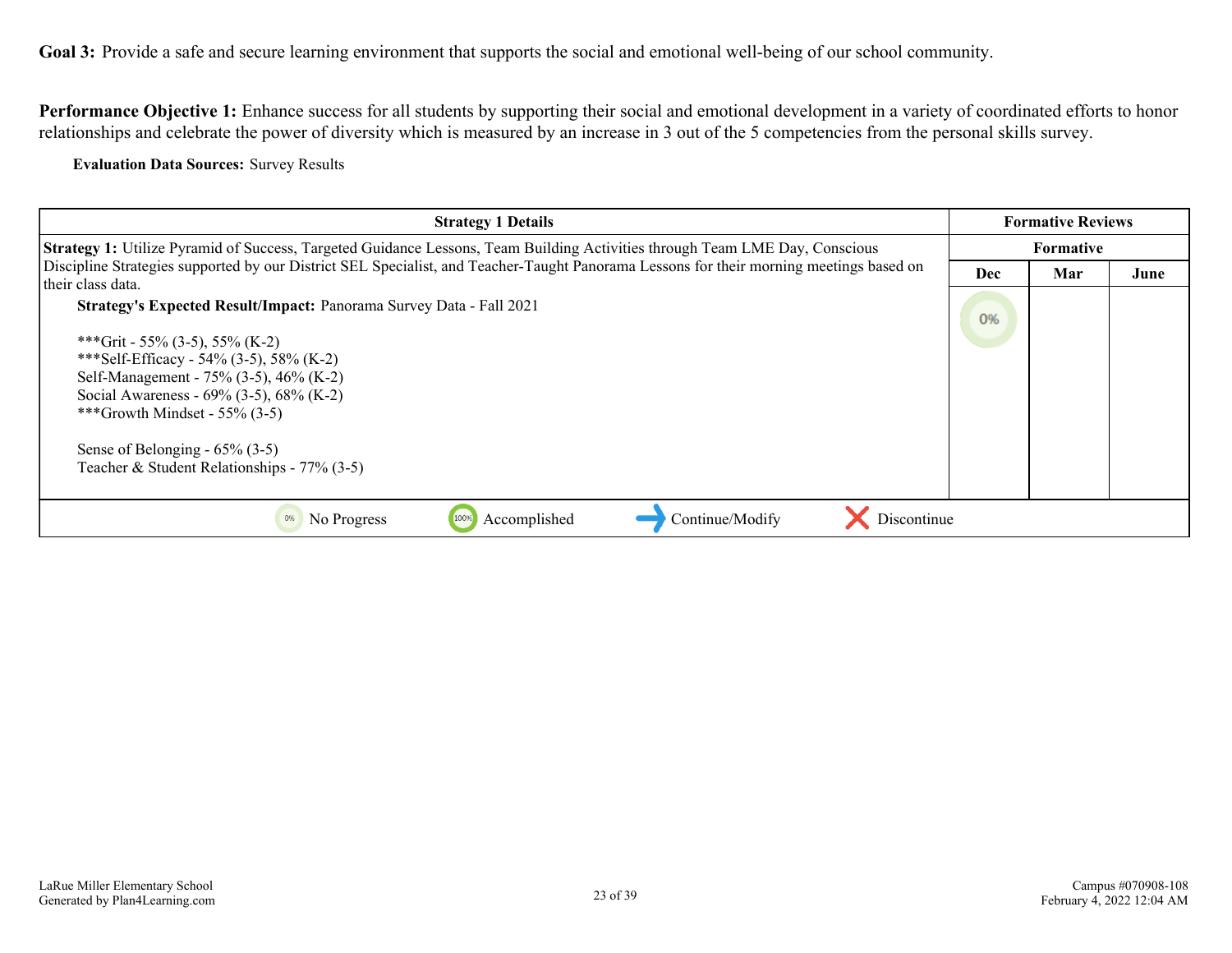**Goal 3:** Provide a safe and secure learning environment that supports the social and emotional well-being of our school community.

**Performance Objective 1:** Enhance success for all students by supporting their social and emotional development in a variety of coordinated efforts to honor relationships and celebrate the power of diversity which is measured by an increase in 3 out of the 5 competencies from the personal skills survey.

**Evaluation Data Sources:** Survey Results

| Strategy 1 Details | Formative Reviews | | |
|---|---|---|---|
| | Formative | | |
| | Dec | Mar | June |
| **Strategy 1:** Utilize Pyramid of Success, Targeted Guidance Lessons, Team Building Activities through Team LME Day, Conscious Discipline Strategies supported by our District SEL Specialist, and Teacher-Taught Panorama Lessons for their morning meetings based on their class data.<br><br>**Strategy's Expected Result/Impact:** Panorama Survey Data - Fall 2021<br><br>***Grit - 55% (3-5), 55% (K-2)<br>***Self-Efficacy - 54% (3-5), 58% (K-2)<br>Self-Management - 75% (3-5), 46% (K-2)<br>Social Awareness - 69% (3-5), 68% (K-2)<br>***Growth Mindset - 55% (3-5)<br><br>Sense of Belonging - 65% (3-5)<br>Teacher & Student Relationships - 77% (3-5) | 0% | | |

0% No Progress | 100% Accomplished | → Continue/Modify | ✕ Discontinue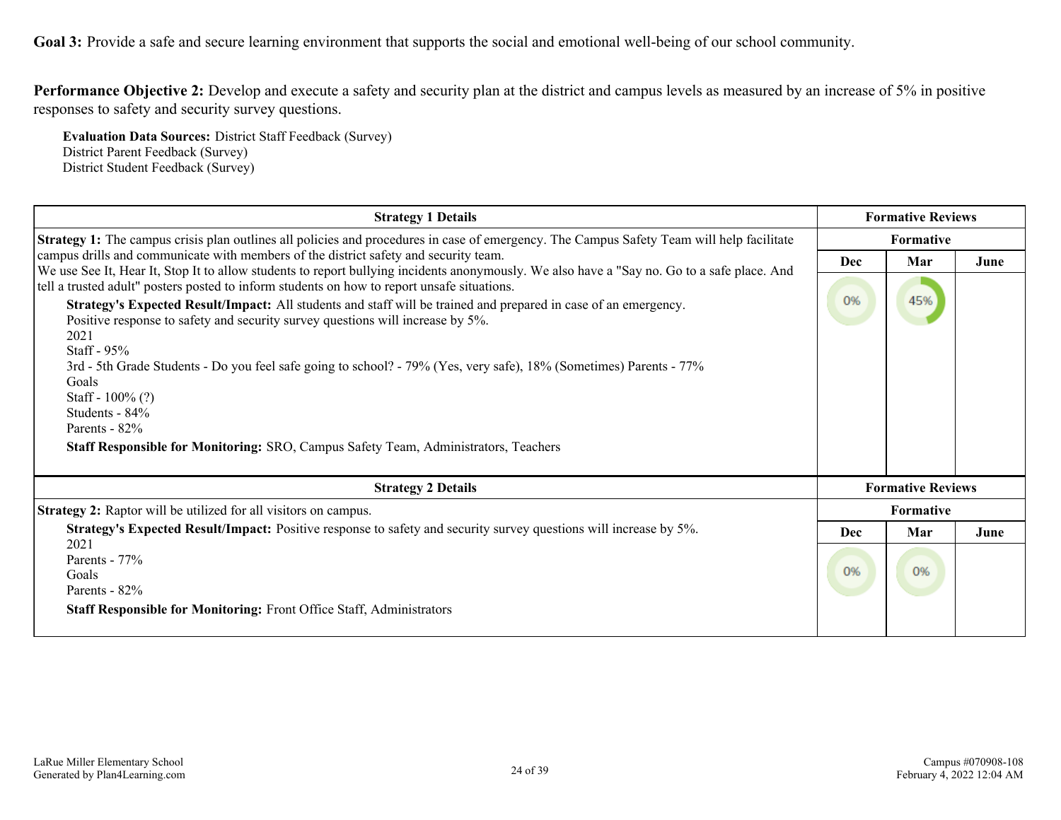**Goal 3:** Provide a safe and secure learning environment that supports the social and emotional well-being of our school community.

**Performance Objective 2:** Develop and execute a safety and security plan at the district and campus levels as measured by an increase of 5% in positive responses to safety and security survey questions.

**Evaluation Data Sources:** District Staff Feedback (Survey)
District Parent Feedback (Survey)
District Student Feedback (Survey)

| Strategy 1 Details | Formative Reviews | | |
|---|---|---|---|
| | Formative | | |
| | Dec | Mar | June |
| **Strategy 1:** The campus crisis plan outlines all policies and procedures in case of emergency. The Campus Safety Team will help facilitate campus drills and communicate with members of the district safety and security team.<br>We use See It, Hear It, Stop It to allow students to report bullying incidents anonymously. We also have a "Say no. Go to a safe place. And tell a trusted adult" posters posted to inform students on how to report unsafe situations.<br>**Strategy's Expected Result/Impact:** All students and staff will be trained and prepared in case of an emergency.<br>Positive response to safety and security survey questions will increase by 5%.<br>2021<br>Staff - 95%<br>3rd - 5th Grade Students - Do you feel safe going to school? - 79% (Yes, very safe), 18% (Sometimes) Parents - 77%<br>Goals<br>Staff - 100% (?)<br>Students - 84%<br>Parents - 82%<br>**Staff Responsible for Monitoring:** SRO, Campus Safety Team, Administrators, Teachers | 0% | 45% | |

| Strategy 2 Details | Formative Reviews | | |
|---|---|---|---|
| | Formative | | |
| | Dec | Mar | June |
| **Strategy 2:** Raptor will be utilized for all visitors on campus.<br>**Strategy's Expected Result/Impact:** Positive response to safety and security survey questions will increase by 5%.<br>2021<br>Parents - 77%<br>Goals<br>Parents - 82%<br>**Staff Responsible for Monitoring:** Front Office Staff, Administrators | 0% | 0% | |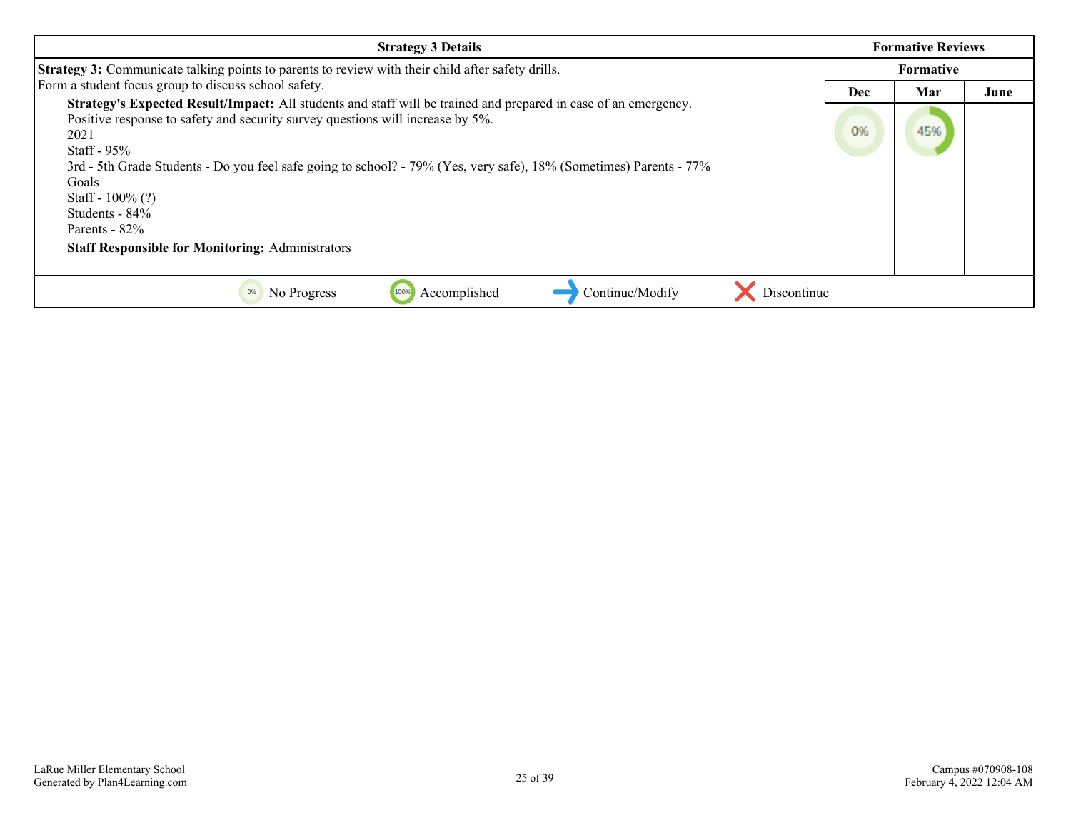| Strategy 3 Details | Formative Reviews | | |
|---|---|---|---|
| | Formative | | |
| **Strategy 3:** Communicate talking points to parents to review with their child after safety drills.<br>Form a student focus group to discuss school safety.<br>**Strategy's Expected Result/Impact:** All students and staff will be trained and prepared in case of an emergency.<br>Positive response to safety and security survey questions will increase by 5%.<br>2021<br>Staff - 95%<br>3rd - 5th Grade Students - Do you feel safe going to school? - 79% (Yes, very safe), 18% (Sometimes) Parents - 77%<br>Goals<br>Staff - 100% (?)<br>Students - 84%<br>Parents - 82%<br>**Staff Responsible for Monitoring:** Administrators | Dec | Mar | June |
| | 0% | 45% | |

0% No Progress | 100% Accomplished | → Continue/Modify | ✗ Discontinue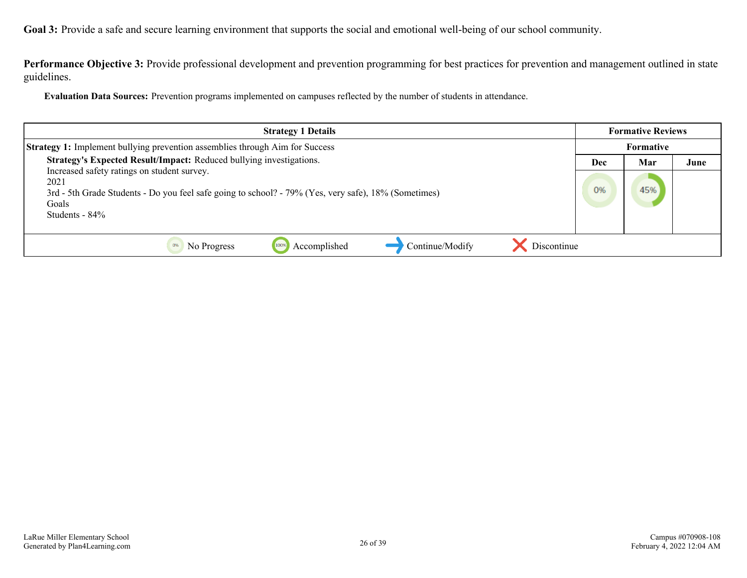**Goal 3:** Provide a safe and secure learning environment that supports the social and emotional well-being of our school community.

**Performance Objective 3:** Provide professional development and prevention programming for best practices for prevention and management outlined in state guidelines.

**Evaluation Data Sources:** Prevention programs implemented on campuses reflected by the number of students in attendance.

| Strategy 1 Details | Formative Reviews | | |
|---|---|---|---|
| **Strategy 1:** Implement bullying prevention assemblies through Aim for Success | Formative | | |
| **Strategy's Expected Result/Impact:** Reduced bullying investigations.<br>Increased safety ratings on student survey.<br>2021<br>3rd - 5th Grade Students - Do you feel safe going to school? - 79% (Yes, very safe), 18% (Sometimes)<br>Goals<br>Students - 84% | Dec | Mar | June |
| | 0% | 45% | |

0% No Progress 100% Accomplished → Continue/Modify ✗ Discontinue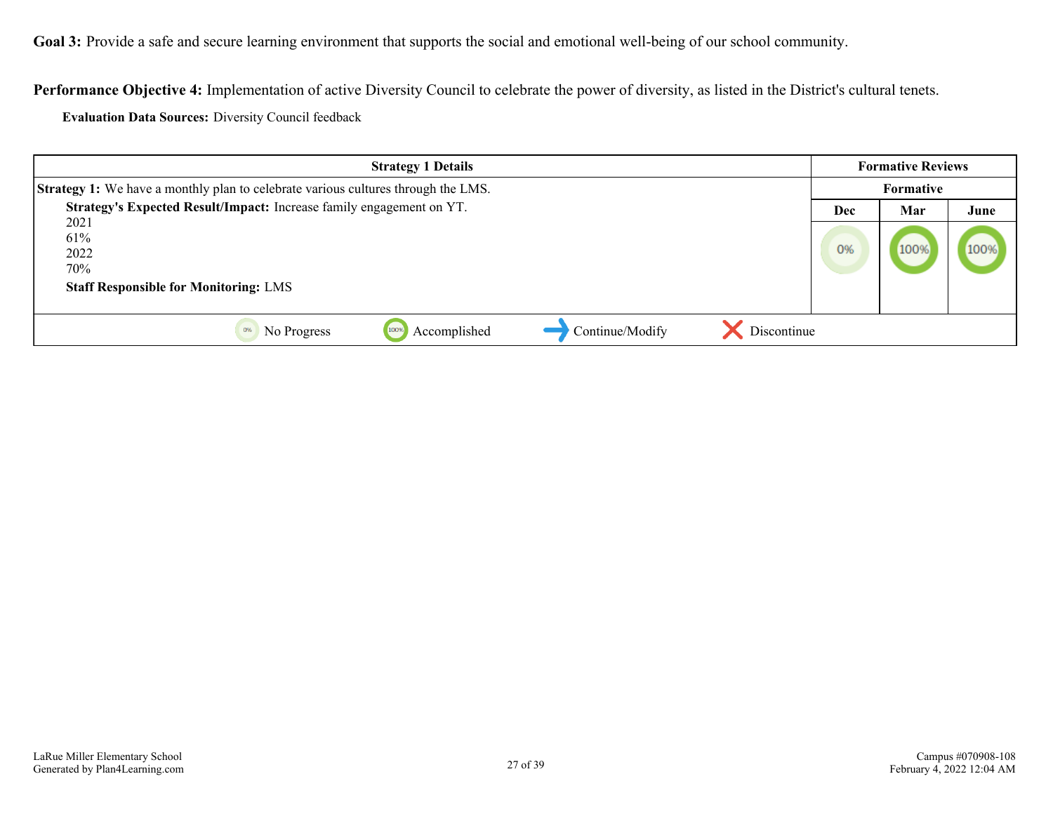**Goal 3:** Provide a safe and secure learning environment that supports the social and emotional well-being of our school community.

**Performance Objective 4:** Implementation of active Diversity Council to celebrate the power of diversity, as listed in the District's cultural tenets.

**Evaluation Data Sources:** Diversity Council feedback

| Strategy 1 Details | Formative Reviews | | |
|---|---|---|---|
| **Strategy 1:** We have a monthly plan to celebrate various cultures through the LMS. | Formative | | |
| **Strategy's Expected Result/Impact:** Increase family engagement on YT.<br>2021<br>61%<br>2022<br>70%<br>**Staff Responsible for Monitoring:** LMS | Dec | Mar | June |
| | 0% | 100% | 100% |

0% No Progress | 100% Accomplished | → Continue/Modify | ✕ Discontinue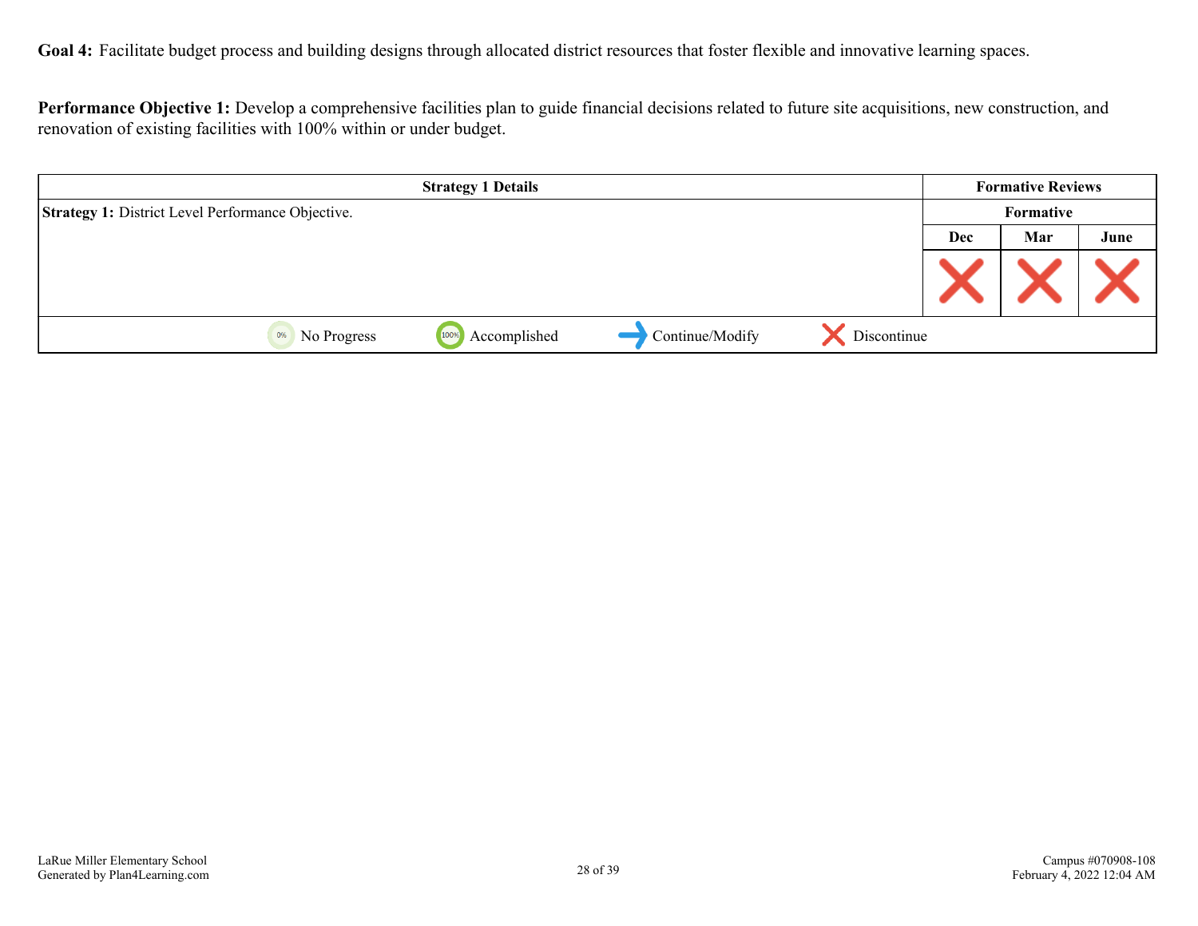**Goal 4:** Facilitate budget process and building designs through allocated district resources that foster flexible and innovative learning spaces.

**Performance Objective 1:** Develop a comprehensive facilities plan to guide financial decisions related to future site acquisitions, new construction, and renovation of existing facilities with 100% within or under budget.

| Strategy 1 Details | Formative Reviews | | |
|---|---|---|---|
| | Formative | | |
| | Dec | Mar | June |
| **Strategy 1:** District Level Performance Objective. | X | X | X |

0% No Progress — 100% Accomplished — Continue/Modify — X Discontinue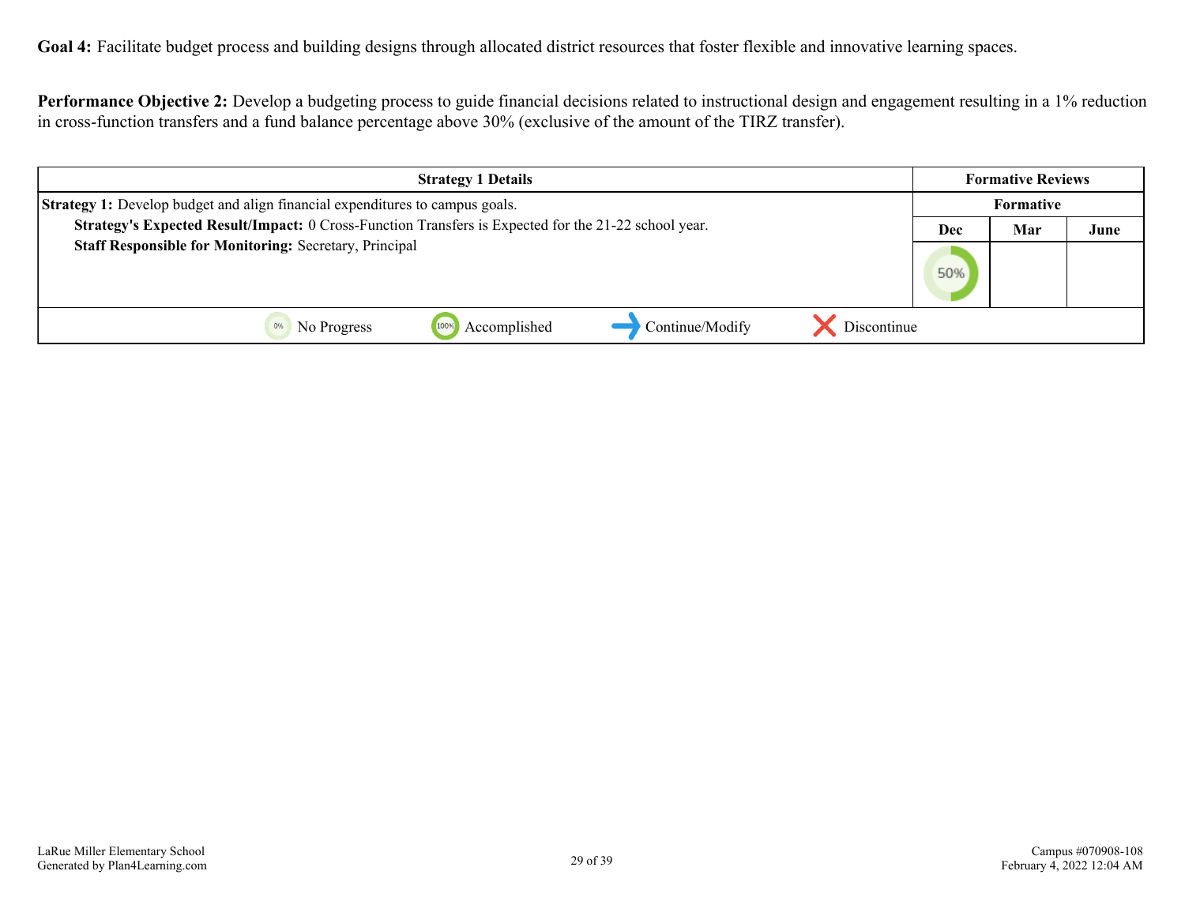**Goal 4:** Facilitate budget process and building designs through allocated district resources that foster flexible and innovative learning spaces.

**Performance Objective 2:** Develop a budgeting process to guide financial decisions related to instructional design and engagement resulting in a 1% reduction in cross-function transfers and a fund balance percentage above 30% (exclusive of the amount of the TIRZ transfer).

| Strategy 1 Details | Formative Reviews | | |
|---|---|---|---|
| | Formative | | |
| | Dec | Mar | June |
| **Strategy 1:** Develop budget and align financial expenditures to campus goals.<br>**Strategy's Expected Result/Impact:** 0 Cross-Function Transfers is Expected for the 21-22 school year.<br>**Staff Responsible for Monitoring:** Secretary, Principal | 50% | | |

0% No Progress | 100% Accomplished | Continue/Modify | Discontinue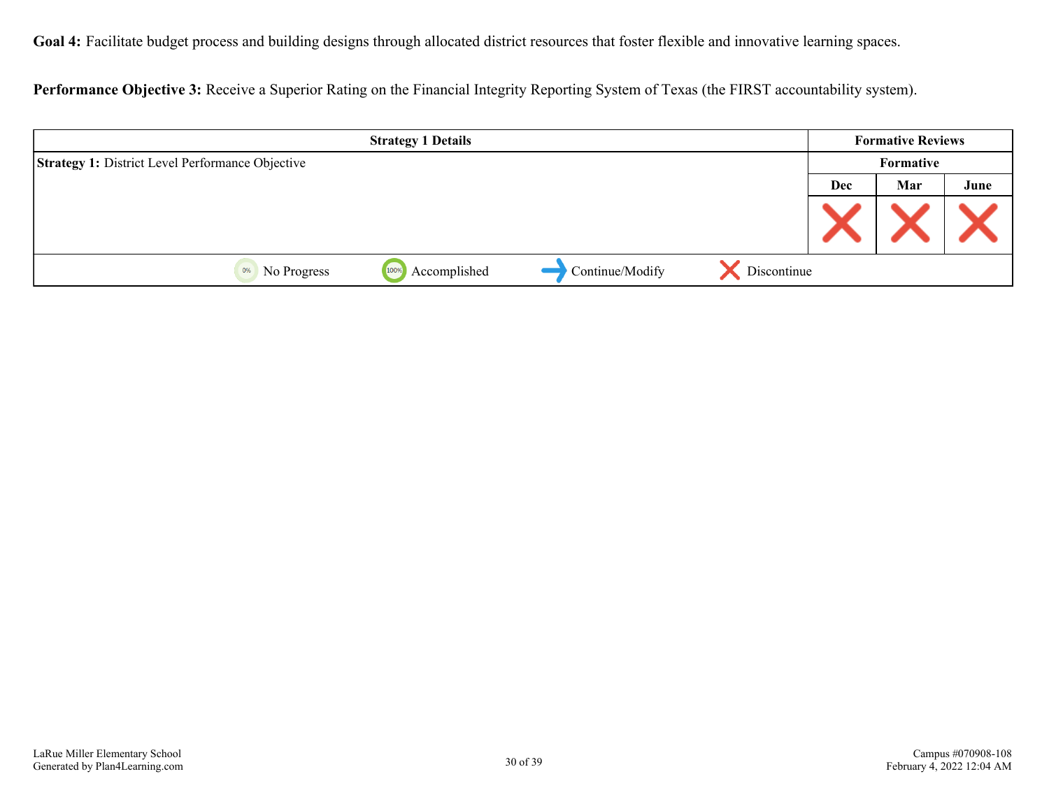**Goal 4:** Facilitate budget process and building designs through allocated district resources that foster flexible and innovative learning spaces.

**Performance Objective 3:** Receive a Superior Rating on the Financial Integrity Reporting System of Texas (the FIRST accountability system).

| Strategy 1 Details | Formative Reviews | | |
|---|---|---|---|
| | Formative | | |
| **Strategy 1:** District Level Performance Objective | Dec | Mar | June |
| | Discontinue | Discontinue | Discontinue |

0% No Progress | 100% Accomplished | Continue/Modify | Discontinue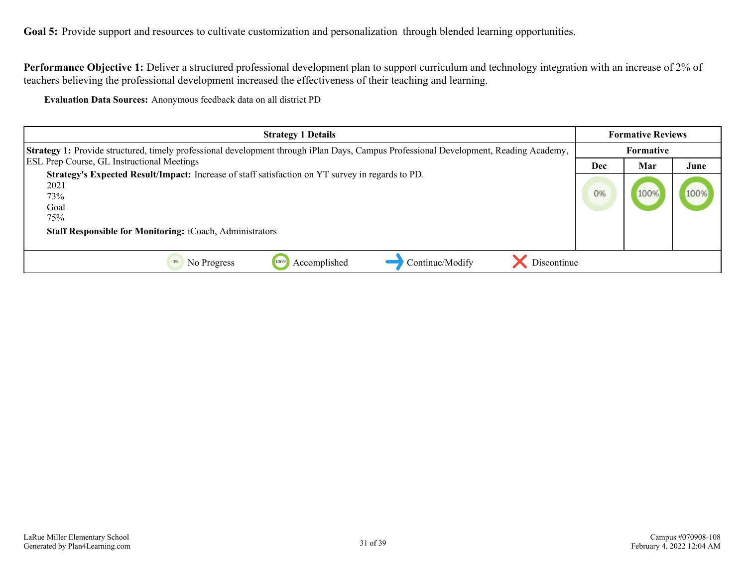**Goal 5:** Provide support and resources to cultivate customization and personalization through blended learning opportunities.

**Performance Objective 1:** Deliver a structured professional development plan to support curriculum and technology integration with an increase of 2% of teachers believing the professional development increased the effectiveness of their teaching and learning.

**Evaluation Data Sources:** Anonymous feedback data on all district PD

| Strategy 1 Details | Formative Reviews | | |
|---|---|---|---|
| | Formative | | |
| | Dec | Mar | June |
| **Strategy 1:** Provide structured, timely professional development through iPlan Days, Campus Professional Development, Reading Academy, ESL Prep Course, GL Instructional Meetings<br>**Strategy's Expected Result/Impact:** Increase of staff satisfaction on YT survey in regards to PD.<br>2021<br>73%<br>Goal<br>75%<br>**Staff Responsible for Monitoring:** iCoach, Administrators | 0% | 100% | 100% |

0% No Progress | 100% Accomplished | Continue/Modify | Discontinue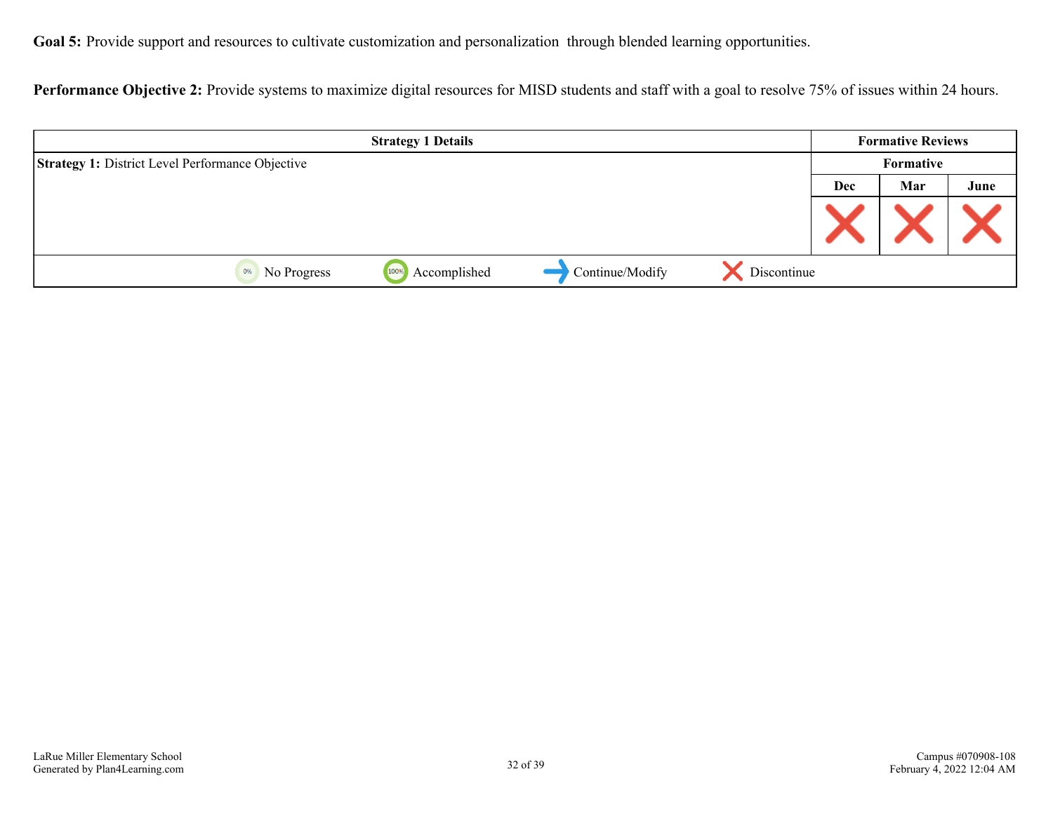**Goal 5:** Provide support and resources to cultivate customization and personalization through blended learning opportunities.

**Performance Objective 2:** Provide systems to maximize digital resources for MISD students and staff with a goal to resolve 75% of issues within 24 hours.

| Strategy 1 Details | Formative Reviews | | |
|---|---|---|---|
| | Formative | | |
| | Dec | Mar | June |
| **Strategy 1:** District Level Performance Objective | X | X | X |

0% No Progress | 100% Accomplished | → Continue/Modify | X Discontinue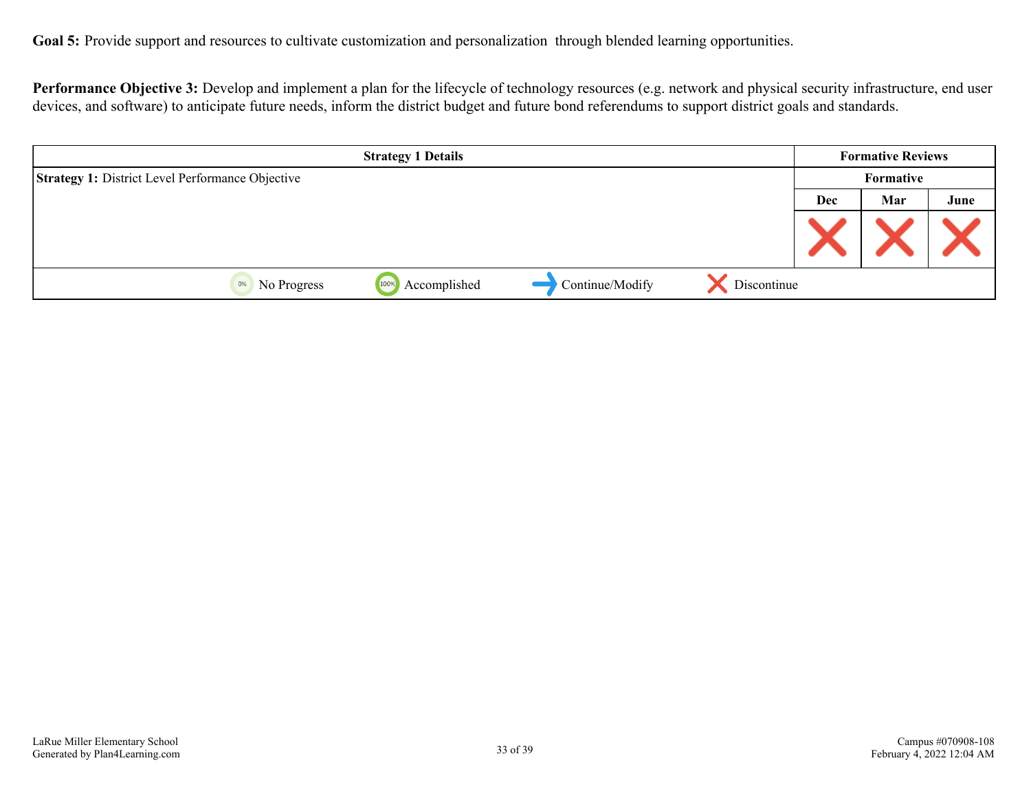**Goal 5:** Provide support and resources to cultivate customization and personalization through blended learning opportunities.

**Performance Objective 3:** Develop and implement a plan for the lifecycle of technology resources (e.g. network and physical security infrastructure, end user devices, and software) to anticipate future needs, inform the district budget and future bond referendums to support district goals and standards.

| Strategy 1 Details | Formative Reviews | | |
|---|---|---|---|
| | Formative | | |
| | Dec | Mar | June |
| **Strategy 1:** District Level Performance Objective | Discontinue | Discontinue | Discontinue |

No Progress | Accomplished | Continue/Modify | Discontinue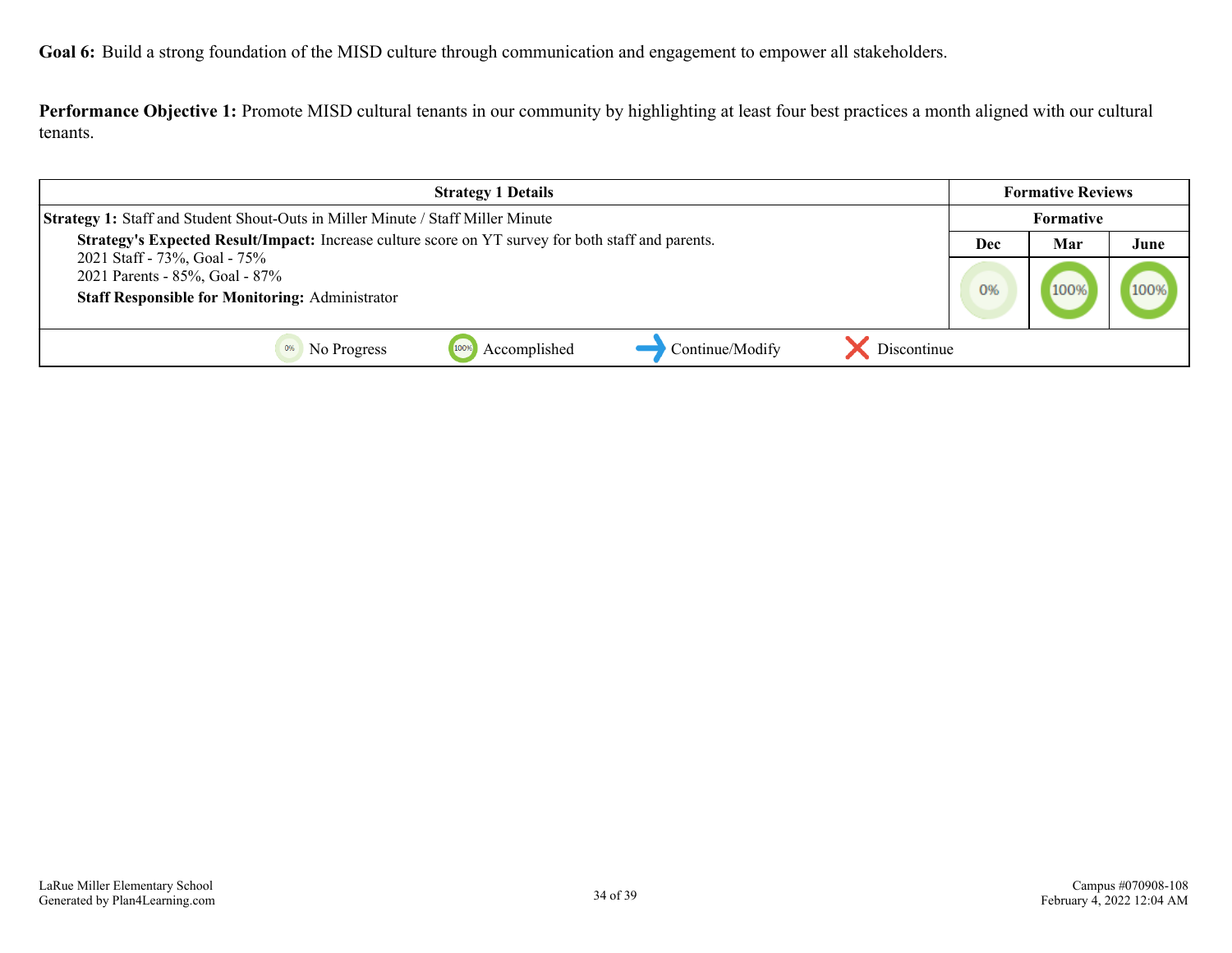**Goal 6:** Build a strong foundation of the MISD culture through communication and engagement to empower all stakeholders.

**Performance Objective 1:** Promote MISD cultural tenants in our community by highlighting at least four best practices a month aligned with our cultural tenants.

| Strategy 1 Details | Formative Reviews | | |
|---|---|---|---|
| **Strategy 1:** Staff and Student Shout-Outs in Miller Minute / Staff Miller Minute | Formative | | |
| **Strategy's Expected Result/Impact:** Increase culture score on YT survey for both staff and parents.<br>2021 Staff - 73%, Goal - 75%<br>2021 Parents - 85%, Goal - 87%<br>**Staff Responsible for Monitoring:** Administrator | Dec | Mar | June |
| | 0% | 100% | 100% |

0% No Progress | 100% Accomplished | → Continue/Modify | ✗ Discontinue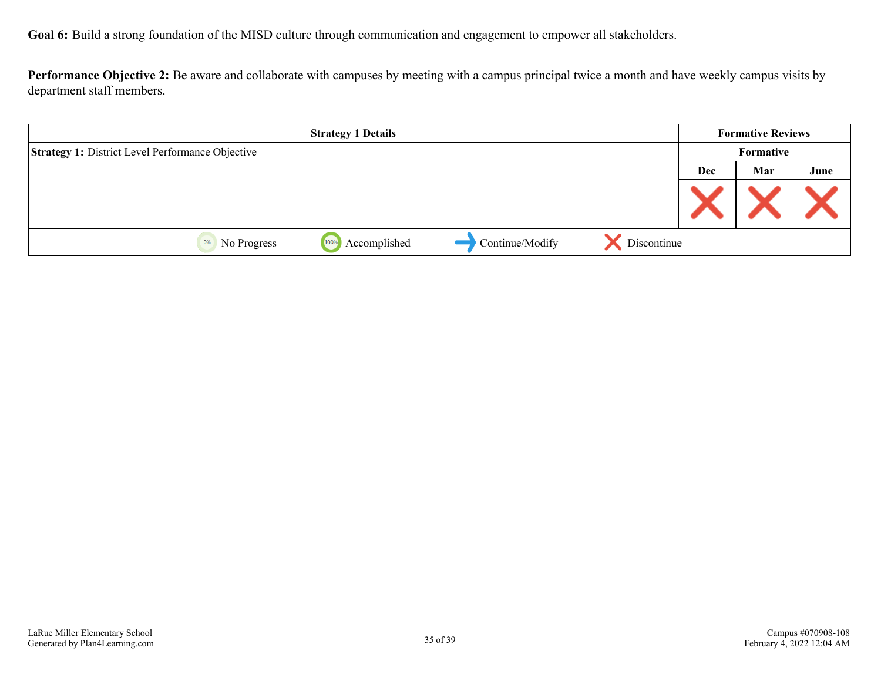**Goal 6:** Build a strong foundation of the MISD culture through communication and engagement to empower all stakeholders.

**Performance Objective 2:** Be aware and collaborate with campuses by meeting with a campus principal twice a month and have weekly campus visits by department staff members.

| Strategy 1 Details | Formative Reviews | | |
|---|---|---|---|
| **Strategy 1:** District Level Performance Objective | Formative | | |
| | Dec | Mar | June |
| | Discontinue | Discontinue | Discontinue |

No Progress | Accomplished | Continue/Modify | Discontinue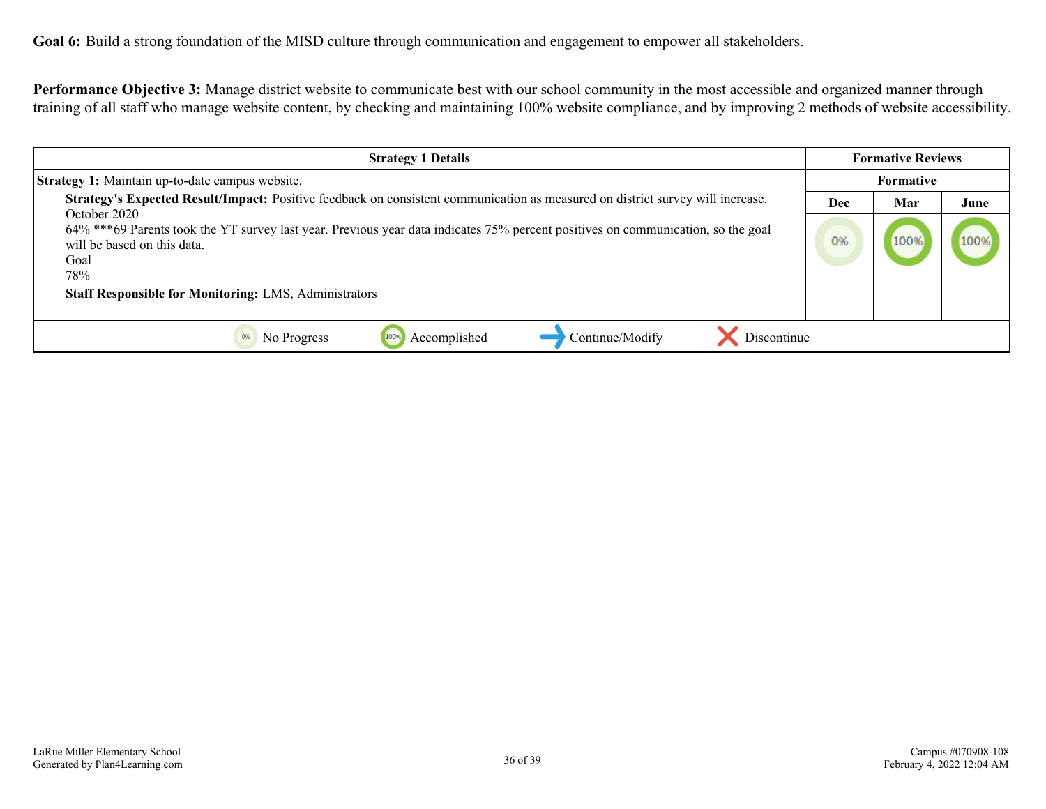**Goal 6:** Build a strong foundation of the MISD culture through communication and engagement to empower all stakeholders.

**Performance Objective 3:** Manage district website to communicate best with our school community in the most accessible and organized manner through training of all staff who manage website content, by checking and maintaining 100% website compliance, and by improving 2 methods of website accessibility.

| Strategy 1 Details | Formative Reviews | | |
|---|---|---|---|
| | Formative | | |
| | Dec | Mar | June |
| **Strategy 1:** Maintain up-to-date campus website.<br>**Strategy's Expected Result/Impact:** Positive feedback on consistent communication as measured on district survey will increase.<br>October 2020<br>64% ***69 Parents took the YT survey last year. Previous year data indicates 75% percent positives on communication, so the goal will be based on this data.<br>Goal<br>78%<br>**Staff Responsible for Monitoring:** LMS, Administrators | 0% | 100% | 100% |

0% No Progress | 100% Accomplished | Continue/Modify | Discontinue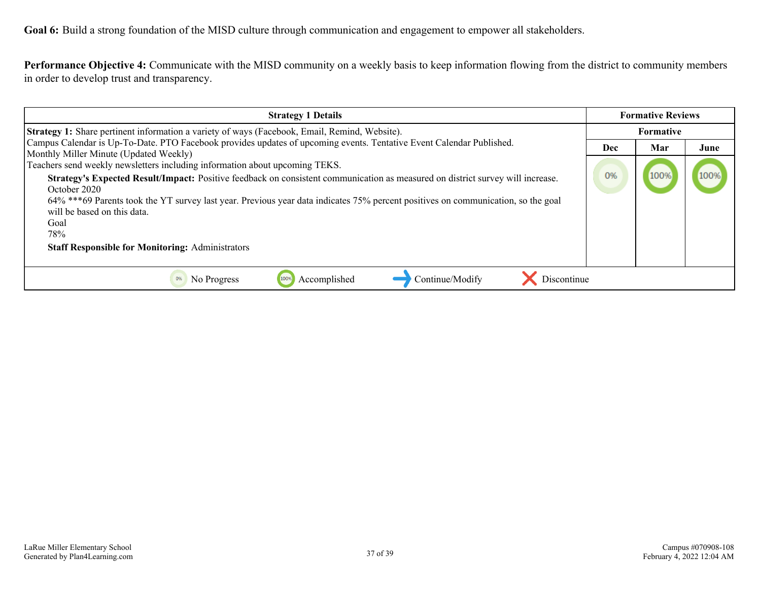**Goal 6:** Build a strong foundation of the MISD culture through communication and engagement to empower all stakeholders.

**Performance Objective 4:** Communicate with the MISD community on a weekly basis to keep information flowing from the district to community members in order to develop trust and transparency.

| Strategy 1 Details | Formative Reviews | | |
|---|---|---|---|
| | Formative | | |
| | Dec | Mar | June |
| **Strategy 1:** Share pertinent information a variety of ways (Facebook, Email, Remind, Website).<br>Campus Calendar is Up-To-Date. PTO Facebook provides updates of upcoming events. Tentative Event Calendar Published.<br>Monthly Miller Minute (Updated Weekly)<br>Teachers send weekly newsletters including information about upcoming TEKS.<br>**Strategy's Expected Result/Impact:** Positive feedback on consistent communication as measured on district survey will increase.<br>October 2020<br>64% ***69 Parents took the YT survey last year. Previous year data indicates 75% percent positives on communication, so the goal will be based on this data.<br>Goal<br>78%<br>**Staff Responsible for Monitoring:** Administrators | 0% | 100% | 100% |

0% No Progress | 100% Accomplished | Continue/Modify | Discontinue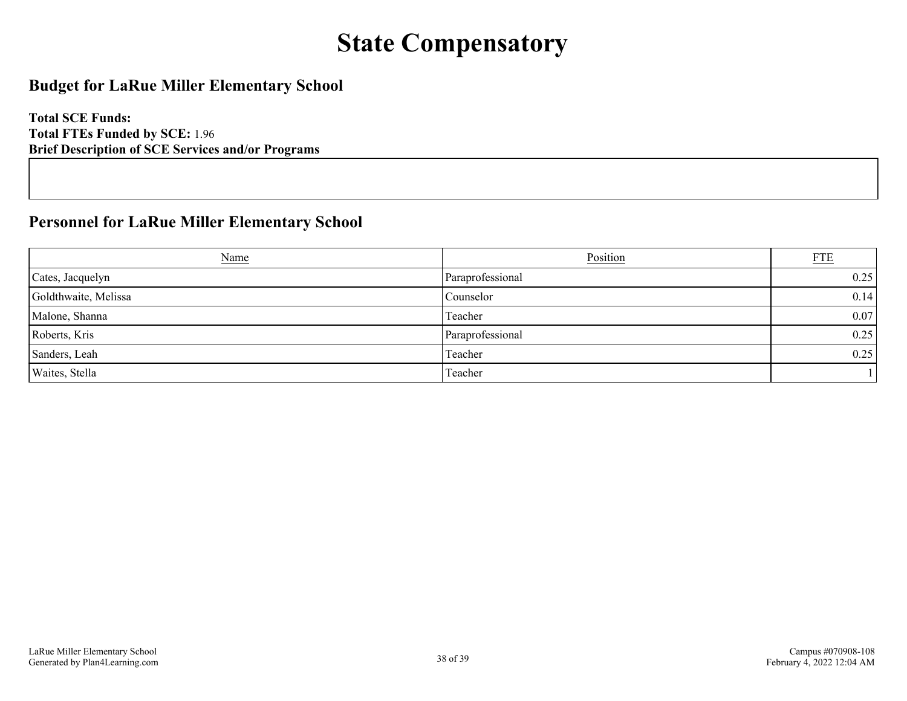# State Compensatory

## Budget for LaRue Miller Elementary School

**Total SCE Funds:**
**Total FTEs Funded by SCE:** 1.96
**Brief Description of SCE Services and/or Programs**

## Personnel for LaRue Miller Elementary School

| Name | Position | FTE |
|---|---|---|
| Cates, Jacquelyn | Paraprofessional | 0.25 |
| Goldthwaite, Melissa | Counselor | 0.14 |
| Malone, Shanna | Teacher | 0.07 |
| Roberts, Kris | Paraprofessional | 0.25 |
| Sanders, Leah | Teacher | 0.25 |
| Waites, Stella | Teacher | 1 |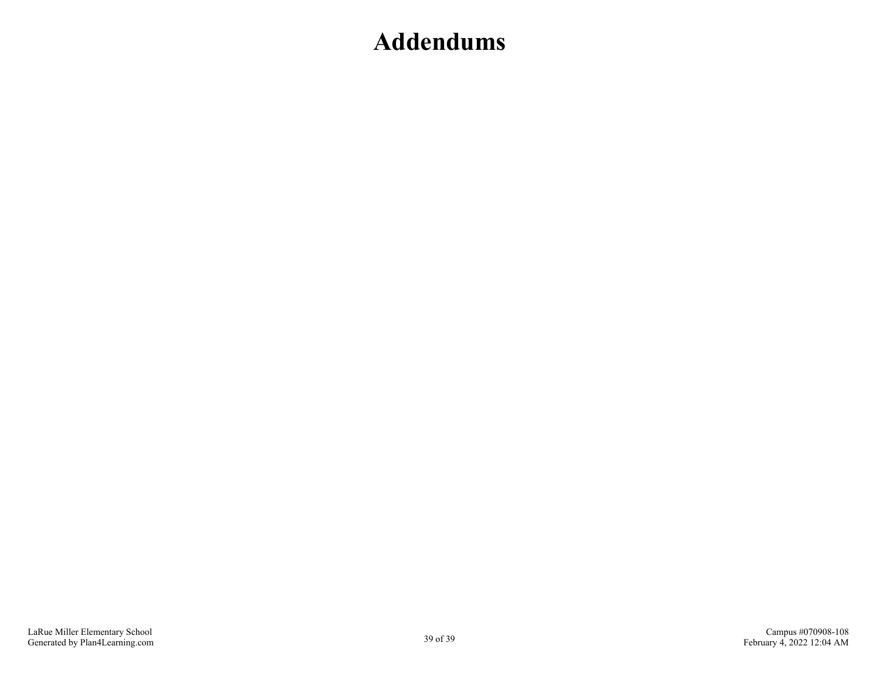# Addendums